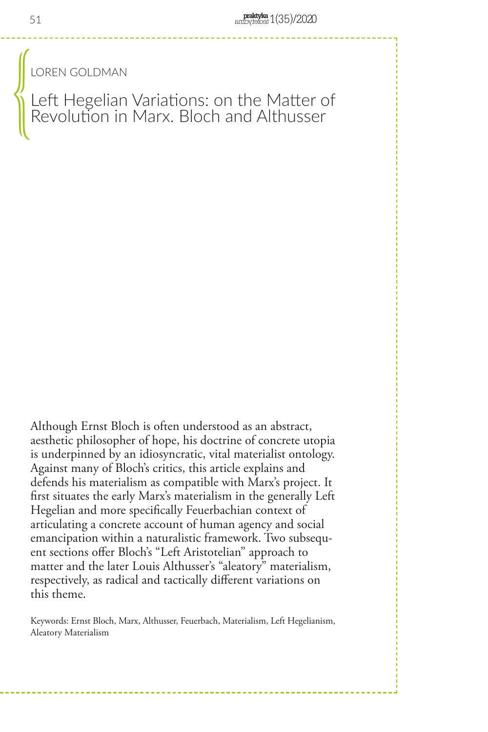LOREN GOLDMAN

# Left Hegelian Variations: on the Matter of Revolution in Marx. Bloch and Althusser

Although Ernst Bloch is often understood as an abstract, aesthetic philosopher of hope, his doctrine of concrete utopia is underpinned by an idiosyncratic, vital materialist ontology. Against many of Bloch's critics, this article explains and defends his materialism as compatible with Marx's project. It first situates the early Marx's materialism in the generally Left Hegelian and more specifically Feuerbachian context of articulating a concrete account of human agency and social emancipation within a naturalistic framework. Two subsequent sections offer Bloch's "Left Aristotelian" approach to matter and the later Louis Althusser's "aleatory" materialism, respectively, as radical and tactically different variations on this theme.

Keywords: Ernst Bloch, Marx, Althusser, Feuerbach, Materialism, Left Hegelianism, Aleatory Materialism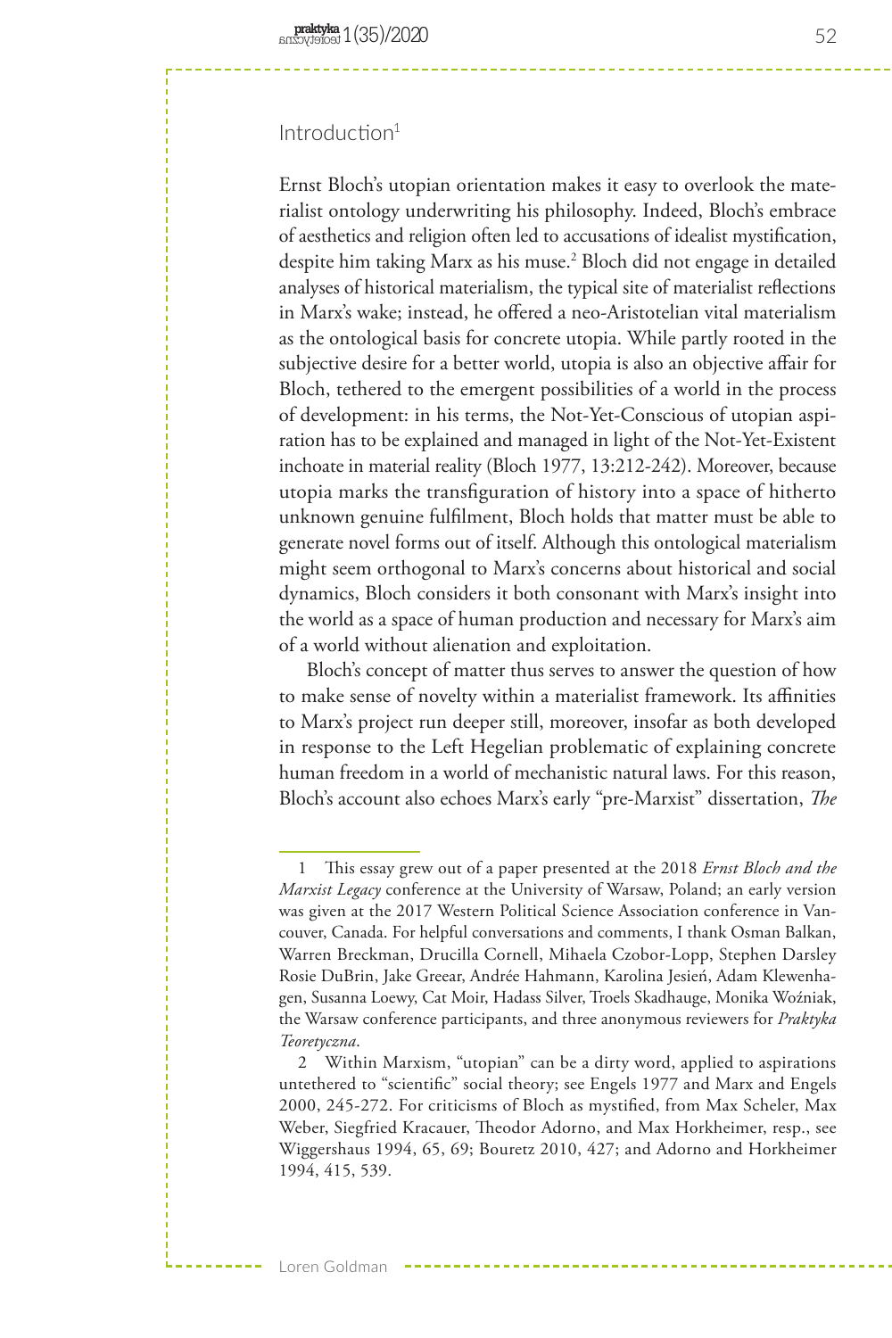## Introduction[1]

Ernst Bloch's utopian orientation makes it easy to overlook the materialist ontology underwriting his philosophy. Indeed, Bloch's embrace of aesthetics and religion often led to accusations of idealist mystification, despite him taking Marx as his muse.[2] Bloch did not engage in detailed analyses of historical materialism, the typical site of materialist reflections in Marx's wake; instead, he offered a neo-Aristotelian vital materialism as the ontological basis for concrete utopia. While partly rooted in the subjective desire for a better world, utopia is also an objective affair for Bloch, tethered to the emergent possibilities of a world in the process of development: in his terms, the Not-Yet-Conscious of utopian aspiration has to be explained and managed in light of the Not-Yet-Existent inchoate in material reality (Bloch 1977, 13:212-242). Moreover, because utopia marks the transfiguration of history into a space of hitherto unknown genuine fulfilment, Bloch holds that matter must be able to generate novel forms out of itself. Although this ontological materialism might seem orthogonal to Marx's concerns about historical and social dynamics, Bloch considers it both consonant with Marx's insight into the world as a space of human production and necessary for Marx's aim of a world without alienation and exploitation.

Bloch's concept of matter thus serves to answer the question of how to make sense of novelty within a materialist framework. Its affinities to Marx's project run deeper still, moreover, insofar as both developed in response to the Left Hegelian problematic of explaining concrete human freedom in a world of mechanistic natural laws. For this reason, Bloch's account also echoes Marx's early "pre-Marxist" dissertation, *The*

---

1 This essay grew out of a paper presented at the 2018 *Ernst Bloch and the Marxist Legacy* conference at the University of Warsaw, Poland; an early version was given at the 2017 Western Political Science Association conference in Vancouver, Canada. For helpful conversations and comments, I thank Osman Balkan, Warren Breckman, Drucilla Cornell, Mihaela Czobor-Lopp, Stephen Darsley Rosie DuBrin, Jake Greear, Andrée Hahmann, Karolina Jesień, Adam Klewenhagen, Susanna Loewy, Cat Moir, Hadass Silver, Troels Skadhauge, Monika Woźniak, the Warsaw conference participants, and three anonymous reviewers for *Praktyka Teoretyczna*.

2 Within Marxism, "utopian" can be a dirty word, applied to aspirations untethered to "scientific" social theory; see Engels 1977 and Marx and Engels 2000, 245-272. For criticisms of Bloch as mystified, from Max Scheler, Max Weber, Siegfried Kracauer, Theodor Adorno, and Max Horkheimer, resp., see Wiggershaus 1994, 65, 69; Bouretz 2010, 427; and Adorno and Horkheimer 1994, 415, 539.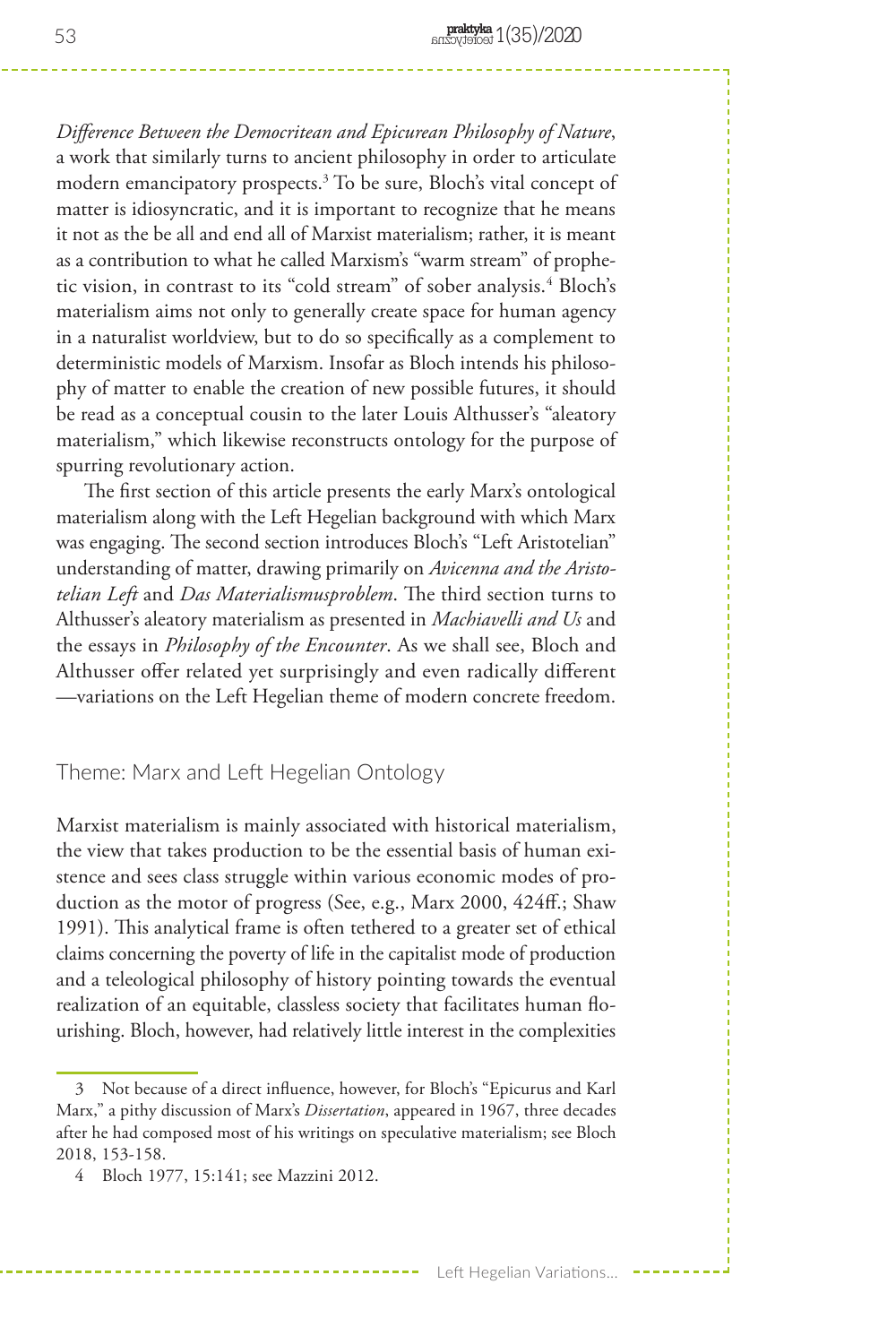*Difference Between the Democritean and Epicurean Philosophy of Nature*, a work that similarly turns to ancient philosophy in order to articulate modern emancipatory prospects.[3] To be sure, Bloch's vital concept of matter is idiosyncratic, and it is important to recognize that he means it not as the be all and end all of Marxist materialism; rather, it is meant as a contribution to what he called Marxism's "warm stream" of prophetic vision, in contrast to its "cold stream" of sober analysis.[4] Bloch's materialism aims not only to generally create space for human agency in a naturalist worldview, but to do so specifically as a complement to deterministic models of Marxism. Insofar as Bloch intends his philosophy of matter to enable the creation of new possible futures, it should be read as a conceptual cousin to the later Louis Althusser's "aleatory materialism," which likewise reconstructs ontology for the purpose of spurring revolutionary action.

The first section of this article presents the early Marx's ontological materialism along with the Left Hegelian background with which Marx was engaging. The second section introduces Bloch's "Left Aristotelian" understanding of matter, drawing primarily on *Avicenna and the Aristotelian Left* and *Das Materialismusproblem*. The third section turns to Althusser's aleatory materialism as presented in *Machiavelli and Us* and the essays in *Philosophy of the Encounter*. As we shall see, Bloch and Althusser offer related yet surprisingly and even radically different —variations on the Left Hegelian theme of modern concrete freedom.

## Theme: Marx and Left Hegelian Ontology

Marxist materialism is mainly associated with historical materialism, the view that takes production to be the essential basis of human existence and sees class struggle within various economic modes of production as the motor of progress (See, e.g., Marx 2000, 424ff.; Shaw 1991). This analytical frame is often tethered to a greater set of ethical claims concerning the poverty of life in the capitalist mode of production and a teleological philosophy of history pointing towards the eventual realization of an equitable, classless society that facilitates human flourishing. Bloch, however, had relatively little interest in the complexities

---

3 Not because of a direct influence, however, for Bloch's "Epicurus and Karl Marx," a pithy discussion of Marx's *Dissertation*, appeared in 1967, three decades after he had composed most of his writings on speculative materialism; see Bloch 2018, 153-158.

4 Bloch 1977, 15:141; see Mazzini 2012.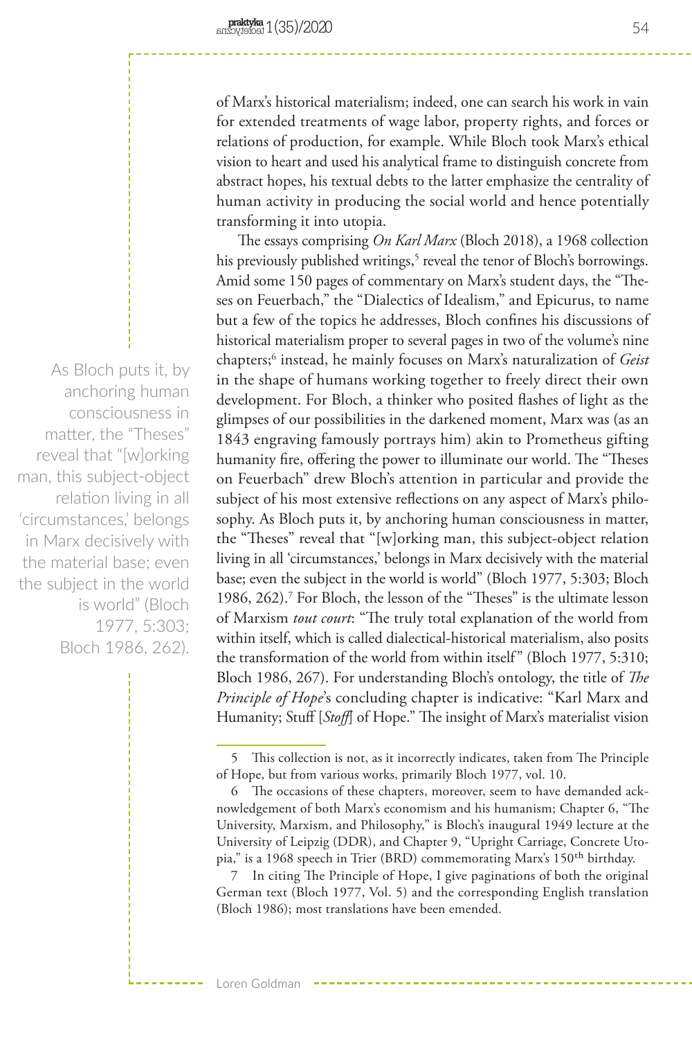of Marx's historical materialism; indeed, one can search his work in vain for extended treatments of wage labor, property rights, and forces or relations of production, for example. While Bloch took Marx's ethical vision to heart and used his analytical frame to distinguish concrete from abstract hopes, his textual debts to the latter emphasize the centrality of human activity in producing the social world and hence potentially transforming it into utopia.

The essays comprising *On Karl Marx* (Bloch 2018), a 1968 collection his previously published writings,[5] reveal the tenor of Bloch's borrowings. Amid some 150 pages of commentary on Marx's student days, the "Theses on Feuerbach," the "Dialectics of Idealism," and Epicurus, to name but a few of the topics he addresses, Bloch confines his discussions of historical materialism proper to several pages in two of the volume's nine chapters;[6] instead, he mainly focuses on Marx's naturalization of *Geist* in the shape of humans working together to freely direct their own development. For Bloch, a thinker who posited flashes of light as the glimpses of our possibilities in the darkened moment, Marx was (as an 1843 engraving famously portrays him) akin to Prometheus gifting humanity fire, offering the power to illuminate our world. The "Theses on Feuerbach" drew Bloch's attention in particular and provide the subject of his most extensive reflections on any aspect of Marx's philosophy. As Bloch puts it, by anchoring human consciousness in matter, the "Theses" reveal that "[w]orking man, this subject-object relation living in all 'circumstances,' belongs in Marx decisively with the material base; even the subject in the world is world" (Bloch 1977, 5:303; Bloch 1986, 262).[7] For Bloch, the lesson of the "Theses" is the ultimate lesson of Marxism *tout court*: "The truly total explanation of the world from within itself, which is called dialectical-historical materialism, also posits the transformation of the world from within itself" (Bloch 1977, 5:310; Bloch 1986, 267). For understanding Bloch's ontology, the title of *The Principle of Hope*'s concluding chapter is indicative: "Karl Marx and Humanity; Stuff [*Stoff*] of Hope." The insight of Marx's materialist vision

> As Bloch puts it, by anchoring human consciousness in matter, the "Theses" reveal that "[w]orking man, this subject-object relation living in all 'circumstances,' belongs in Marx decisively with the material base; even the subject in the world is world" (Bloch 1977, 5:303; Bloch 1986, 262).

---

5 This collection is not, as it incorrectly indicates, taken from The Principle of Hope, but from various works, primarily Bloch 1977, vol. 10.

6 The occasions of these chapters, moreover, seem to have demanded acknowledgement of both Marx's economism and his humanism; Chapter 6, "The University, Marxism, and Philosophy," is Bloch's inaugural 1949 lecture at the University of Leipzig (DDR), and Chapter 9, "Upright Carriage, Concrete Utopia," is a 1968 speech in Trier (BRD) commemorating Marx's 150th birthday.

7 In citing The Principle of Hope, I give paginations of both the original German text (Bloch 1977, Vol. 5) and the corresponding English translation (Bloch 1986); most translations have been emended.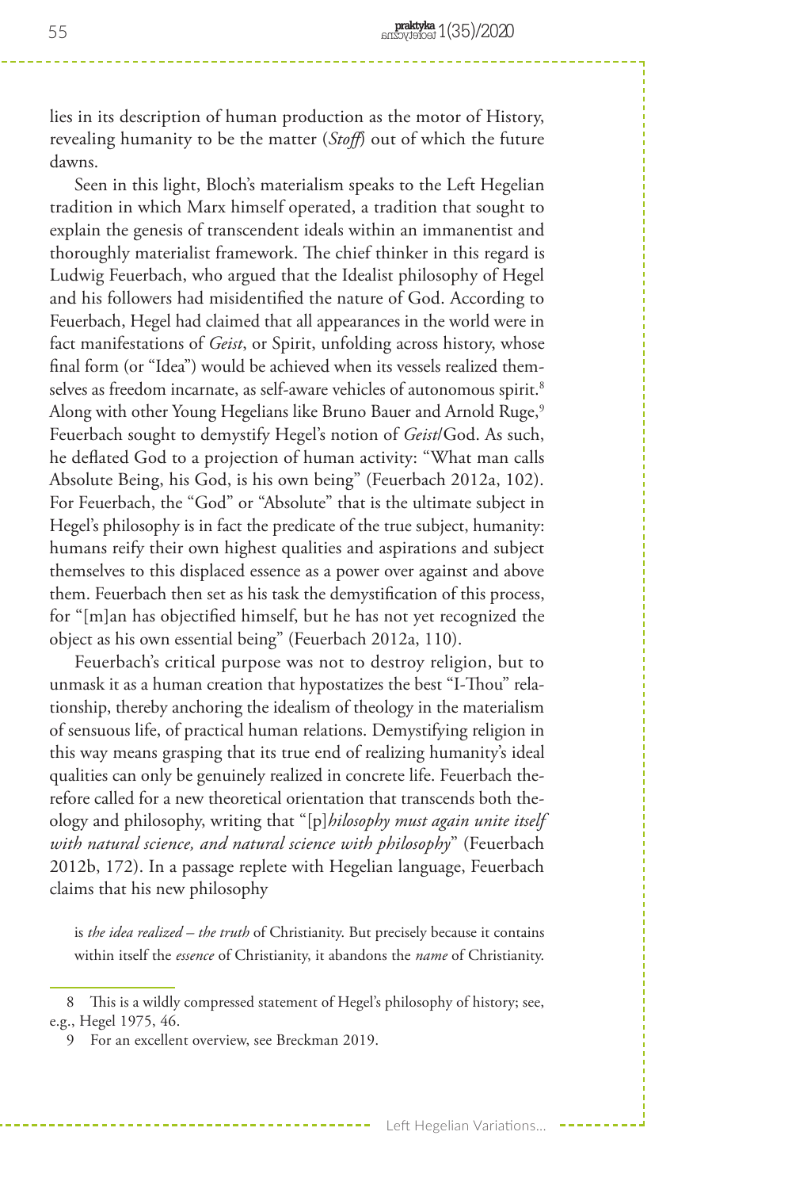lies in its description of human production as the motor of History, revealing humanity to be the matter (*Stoff*) out of which the future dawns.

Seen in this light, Bloch's materialism speaks to the Left Hegelian tradition in which Marx himself operated, a tradition that sought to explain the genesis of transcendent ideals within an immanentist and thoroughly materialist framework. The chief thinker in this regard is Ludwig Feuerbach, who argued that the Idealist philosophy of Hegel and his followers had misidentified the nature of God. According to Feuerbach, Hegel had claimed that all appearances in the world were in fact manifestations of *Geist*, or Spirit, unfolding across history, whose final form (or "Idea") would be achieved when its vessels realized themselves as freedom incarnate, as self-aware vehicles of autonomous spirit.[8] Along with other Young Hegelians like Bruno Bauer and Arnold Ruge,[9] Feuerbach sought to demystify Hegel's notion of *Geist*/God. As such, he deflated God to a projection of human activity: "What man calls Absolute Being, his God, is his own being" (Feuerbach 2012a, 102). For Feuerbach, the "God" or "Absolute" that is the ultimate subject in Hegel's philosophy is in fact the predicate of the true subject, humanity: humans reify their own highest qualities and aspirations and subject themselves to this displaced essence as a power over against and above them. Feuerbach then set as his task the demystification of this process, for "[m]an has objectified himself, but he has not yet recognized the object as his own essential being" (Feuerbach 2012a, 110).

Feuerbach's critical purpose was not to destroy religion, but to unmask it as a human creation that hypostatizes the best "I-Thou" relationship, thereby anchoring the idealism of theology in the materialism of sensuous life, of practical human relations. Demystifying religion in this way means grasping that its true end of realizing humanity's ideal qualities can only be genuinely realized in concrete life. Feuerbach therefore called for a new theoretical orientation that transcends both theology and philosophy, writing that "[p]*hilosophy must again unite itself with natural science, and natural science with philosophy*" (Feuerbach 2012b, 172). In a passage replete with Hegelian language, Feuerbach claims that his new philosophy

> is *the idea realized – the truth* of Christianity. But precisely because it contains within itself the *essence* of Christianity, it abandons the *name* of Christianity.

---

8 This is a wildly compressed statement of Hegel's philosophy of history; see, e.g., Hegel 1975, 46.

9 For an excellent overview, see Breckman 2019.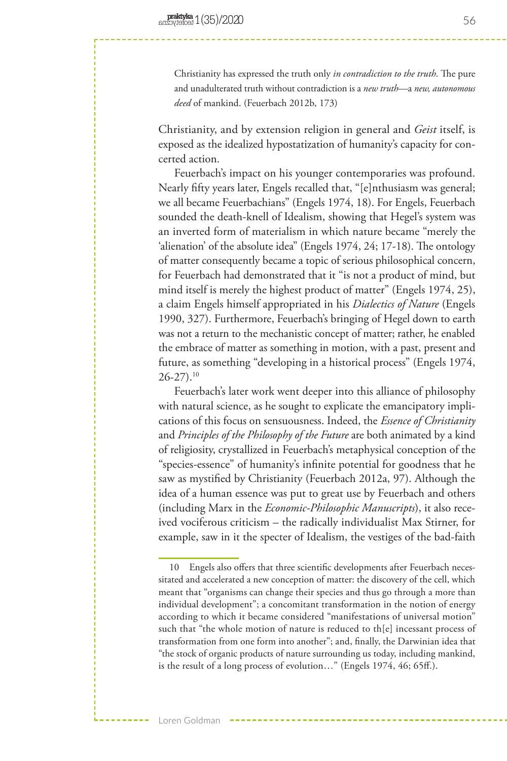> Christianity has expressed the truth only *in contradiction to the truth*. The pure and unadulterated truth without contradiction is a *new truth*—a *new, autonomous deed* of mankind. (Feuerbach 2012b, 173)

Christianity, and by extension religion in general and *Geist* itself, is exposed as the idealized hypostatization of humanity's capacity for concerted action.

Feuerbach's impact on his younger contemporaries was profound. Nearly fifty years later, Engels recalled that, "[e]nthusiasm was general; we all became Feuerbachians" (Engels 1974, 18). For Engels, Feuerbach sounded the death-knell of Idealism, showing that Hegel's system was an inverted form of materialism in which nature became "merely the 'alienation' of the absolute idea" (Engels 1974, 24; 17-18). The ontology of matter consequently became a topic of serious philosophical concern, for Feuerbach had demonstrated that it "is not a product of mind, but mind itself is merely the highest product of matter" (Engels 1974, 25), a claim Engels himself appropriated in his *Dialectics of Nature* (Engels 1990, 327). Furthermore, Feuerbach's bringing of Hegel down to earth was not a return to the mechanistic concept of matter; rather, he enabled the embrace of matter as something in motion, with a past, present and future, as something "developing in a historical process" (Engels 1974, 26-27).[10]

Feuerbach's later work went deeper into this alliance of philosophy with natural science, as he sought to explicate the emancipatory implications of this focus on sensuousness. Indeed, the *Essence of Christianity* and *Principles of the Philosophy of the Future* are both animated by a kind of religiosity, crystallized in Feuerbach's metaphysical conception of the "species-essence" of humanity's infinite potential for goodness that he saw as mystified by Christianity (Feuerbach 2012a, 97). Although the idea of a human essence was put to great use by Feuerbach and others (including Marx in the *Economic-Philosophic Manuscripts*), it also received vociferous criticism – the radically individualist Max Stirner, for example, saw in it the specter of Idealism, the vestiges of the bad-faith

---

10 Engels also offers that three scientific developments after Feuerbach necessitated and accelerated a new conception of matter: the discovery of the cell, which meant that "organisms can change their species and thus go through a more than individual development"; a concomitant transformation in the notion of energy according to which it became considered "manifestations of universal motion" such that "the whole motion of nature is reduced to th[e] incessant process of transformation from one form into another"; and, finally, the Darwinian idea that "the stock of organic products of nature surrounding us today, including mankind, is the result of a long process of evolution…" (Engels 1974, 46; 65ff.).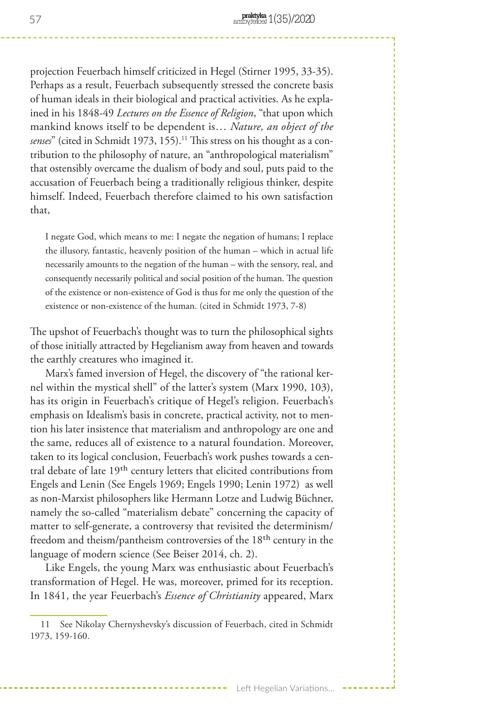projection Feuerbach himself criticized in Hegel (Stirner 1995, 33-35). Perhaps as a result, Feuerbach subsequently stressed the concrete basis of human ideals in their biological and practical activities. As he explained in his 1848-49 *Lectures on the Essence of Religion*, "that upon which mankind knows itself to be dependent is… *Nature, an object of the senses*" (cited in Schmidt 1973, 155).[11] This stress on his thought as a contribution to the philosophy of nature, an "anthropological materialism" that ostensibly overcame the dualism of body and soul, puts paid to the accusation of Feuerbach being a traditionally religious thinker, despite himself. Indeed, Feuerbach therefore claimed to his own satisfaction that,

> I negate God, which means to me: I negate the negation of humans; I replace the illusory, fantastic, heavenly position of the human – which in actual life necessarily amounts to the negation of the human – with the sensory, real, and consequently necessarily political and social position of the human. The question of the existence or non-existence of God is thus for me only the question of the existence or non-existence of the human. (cited in Schmidt 1973, 7-8)

The upshot of Feuerbach's thought was to turn the philosophical sights of those initially attracted by Hegelianism away from heaven and towards the earthly creatures who imagined it.

Marx's famed inversion of Hegel, the discovery of "the rational kernel within the mystical shell" of the latter's system (Marx 1990, 103), has its origin in Feuerbach's critique of Hegel's religion. Feuerbach's emphasis on Idealism's basis in concrete, practical activity, not to mention his later insistence that materialism and anthropology are one and the same, reduces all of existence to a natural foundation. Moreover, taken to its logical conclusion, Feuerbach's work pushes towards a central debate of late 19th century letters that elicited contributions from Engels and Lenin (See Engels 1969; Engels 1990; Lenin 1972) as well as non-Marxist philosophers like Hermann Lotze and Ludwig Büchner, namely the so-called "materialism debate" concerning the capacity of matter to self-generate, a controversy that revisited the determinism/freedom and theism/pantheism controversies of the 18th century in the language of modern science (See Beiser 2014, ch. 2).

Like Engels, the young Marx was enthusiastic about Feuerbach's transformation of Hegel. He was, moreover, primed for its reception. In 1841, the year Feuerbach's *Essence of Christianity* appeared, Marx

11 See Nikolay Chernyshevsky's discussion of Feuerbach, cited in Schmidt 1973, 159-160.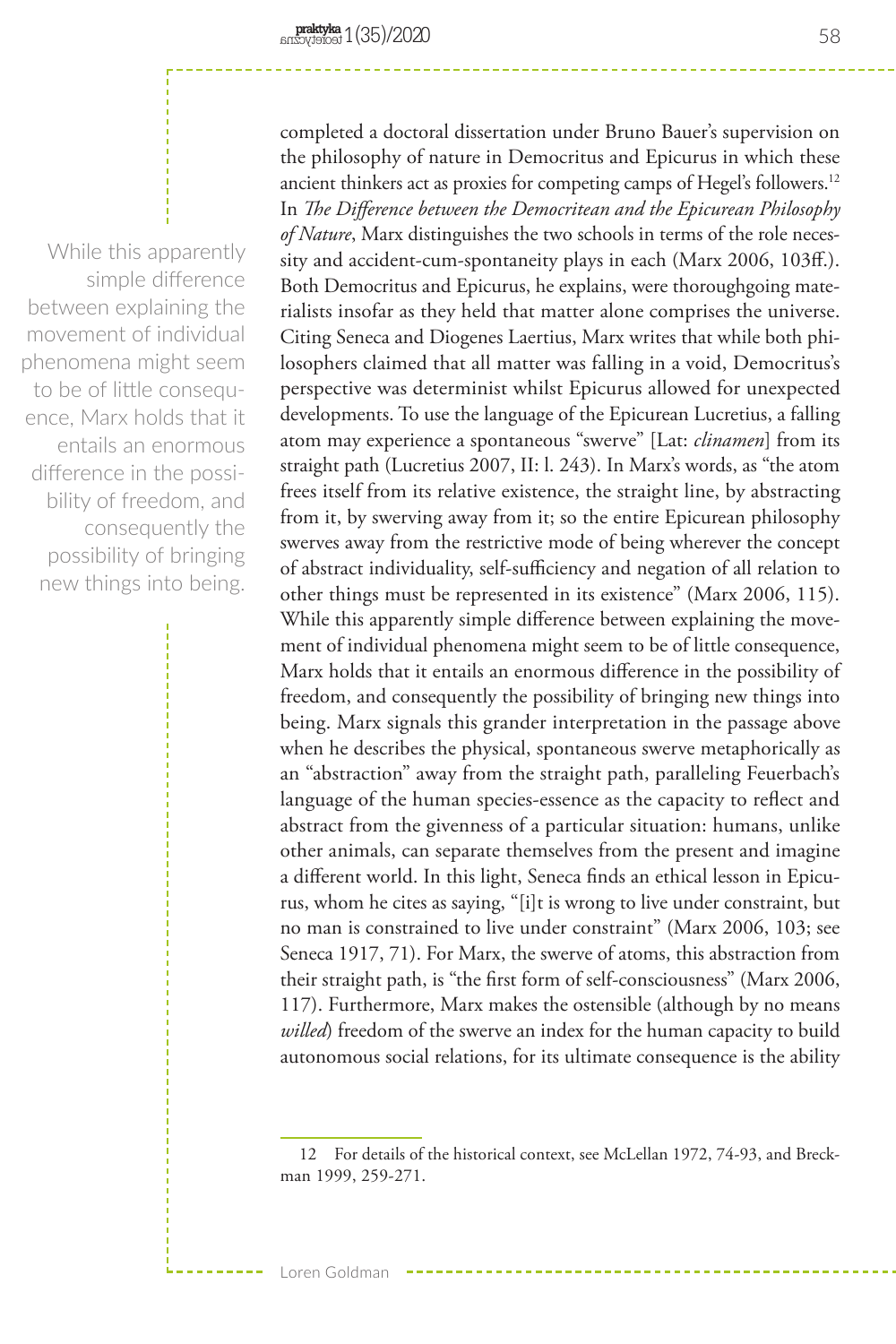completed a doctoral dissertation under Bruno Bauer's supervision on the philosophy of nature in Democritus and Epicurus in which these ancient thinkers act as proxies for competing camps of Hegel's followers.[12] In *The Difference between the Democritean and the Epicurean Philosophy of Nature*, Marx distinguishes the two schools in terms of the role necessity and accident-cum-spontaneity plays in each (Marx 2006, 103ff.). Both Democritus and Epicurus, he explains, were thoroughgoing materialists insofar as they held that matter alone comprises the universe. Citing Seneca and Diogenes Laertius, Marx writes that while both philosophers claimed that all matter was falling in a void, Democritus's perspective was determinist whilst Epicurus allowed for unexpected developments. To use the language of the Epicurean Lucretius, a falling atom may experience a spontaneous "swerve" [Lat: *clinamen*] from its straight path (Lucretius 2007, II: l. 243). In Marx's words, as "the atom frees itself from its relative existence, the straight line, by abstracting from it, by swerving away from it; so the entire Epicurean philosophy swerves away from the restrictive mode of being wherever the concept of abstract individuality, self-sufficiency and negation of all relation to other things must be represented in its existence" (Marx 2006, 115). While this apparently simple difference between explaining the movement of individual phenomena might seem to be of little consequence, Marx holds that it entails an enormous difference in the possibility of freedom, and consequently the possibility of bringing new things into being. Marx signals this grander interpretation in the passage above when he describes the physical, spontaneous swerve metaphorically as an "abstraction" away from the straight path, paralleling Feuerbach's language of the human species-essence as the capacity to reflect and abstract from the givenness of a particular situation: humans, unlike other animals, can separate themselves from the present and imagine a different world. In this light, Seneca finds an ethical lesson in Epicurus, whom he cites as saying, "[i]t is wrong to live under constraint, but no man is constrained to live under constraint" (Marx 2006, 103; see Seneca 1917, 71). For Marx, the swerve of atoms, this abstraction from their straight path, is "the first form of self-consciousness" (Marx 2006, 117). Furthermore, Marx makes the ostensible (although by no means *willed*) freedom of the swerve an index for the human capacity to build autonomous social relations, for its ultimate consequence is the ability

12 For details of the historical context, see McLellan 1972, 74-93, and Breckman 1999, 259-271.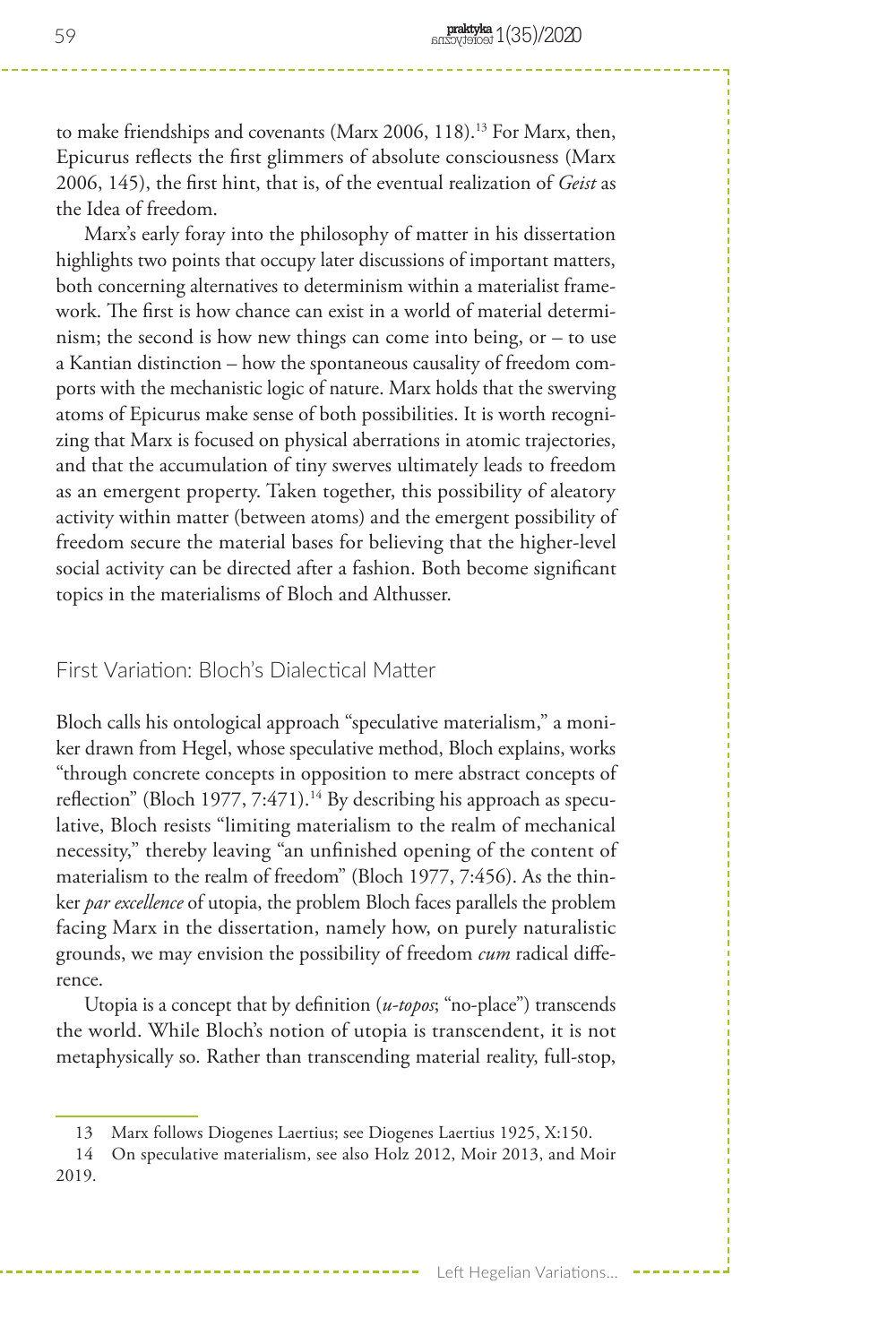to make friendships and covenants (Marx 2006, 118).[13] For Marx, then, Epicurus reflects the first glimmers of absolute consciousness (Marx 2006, 145), the first hint, that is, of the eventual realization of *Geist* as the Idea of freedom.

Marx's early foray into the philosophy of matter in his dissertation highlights two points that occupy later discussions of important matters, both concerning alternatives to determinism within a materialist framework. The first is how chance can exist in a world of material determinism; the second is how new things can come into being, or – to use a Kantian distinction – how the spontaneous causality of freedom comports with the mechanistic logic of nature. Marx holds that the swerving atoms of Epicurus make sense of both possibilities. It is worth recognizing that Marx is focused on physical aberrations in atomic trajectories, and that the accumulation of tiny swerves ultimately leads to freedom as an emergent property. Taken together, this possibility of aleatory activity within matter (between atoms) and the emergent possibility of freedom secure the material bases for believing that the higher-level social activity can be directed after a fashion. Both become significant topics in the materialisms of Bloch and Althusser.

## First Variation: Bloch's Dialectical Matter

Bloch calls his ontological approach "speculative materialism," a moniker drawn from Hegel, whose speculative method, Bloch explains, works "through concrete concepts in opposition to mere abstract concepts of reflection" (Bloch 1977, 7:471).[14] By describing his approach as speculative, Bloch resists "limiting materialism to the realm of mechanical necessity," thereby leaving "an unfinished opening of the content of materialism to the realm of freedom" (Bloch 1977, 7:456). As the thinker *par excellence* of utopia, the problem Bloch faces parallels the problem facing Marx in the dissertation, namely how, on purely naturalistic grounds, we may envision the possibility of freedom *cum* radical difference.

Utopia is a concept that by definition (*u-topos*; "no-place") transcends the world. While Bloch's notion of utopia is transcendent, it is not metaphysically so. Rather than transcending material reality, full-stop,

13 Marx follows Diogenes Laertius; see Diogenes Laertius 1925, X:150.

14 On speculative materialism, see also Holz 2012, Moir 2013, and Moir 2019.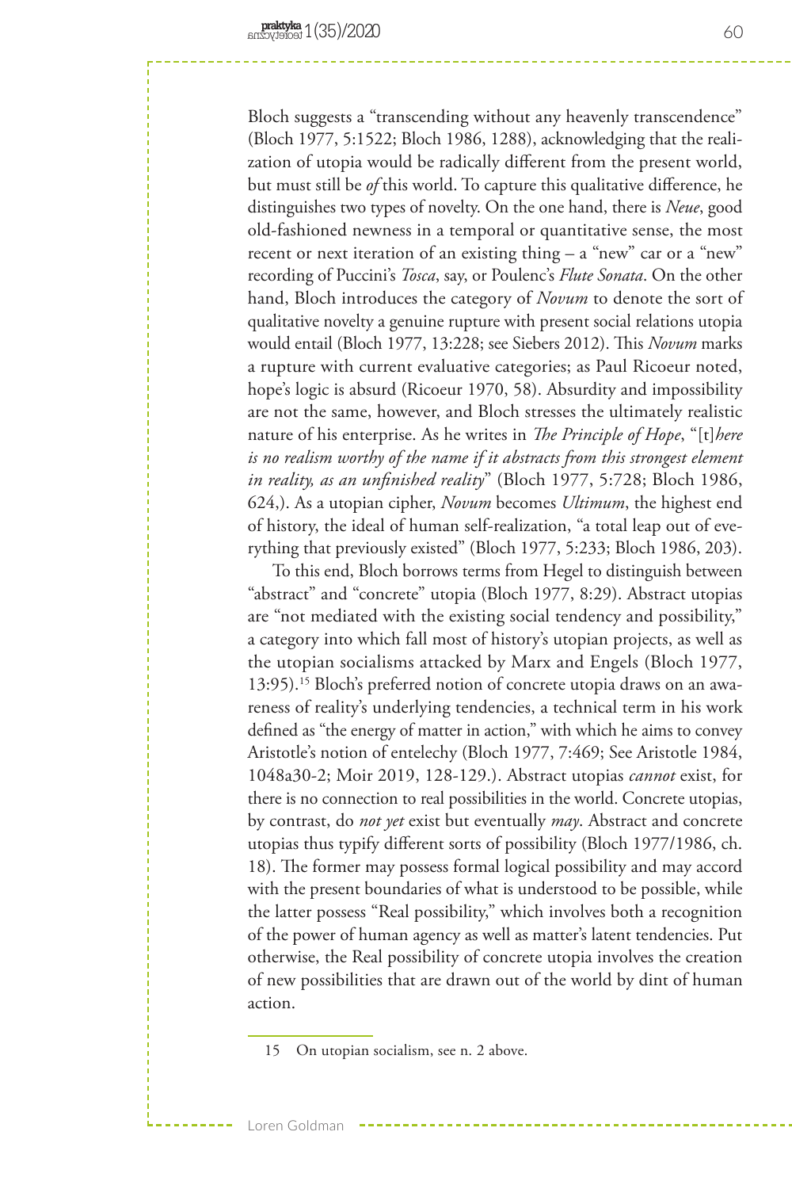Bloch suggests a "transcending without any heavenly transcendence" (Bloch 1977, 5:1522; Bloch 1986, 1288), acknowledging that the realization of utopia would be radically different from the present world, but must still be *of* this world. To capture this qualitative difference, he distinguishes two types of novelty. On the one hand, there is *Neue*, good old-fashioned newness in a temporal or quantitative sense, the most recent or next iteration of an existing thing – a "new" car or a "new" recording of Puccini's *Tosca*, say, or Poulenc's *Flute Sonata*. On the other hand, Bloch introduces the category of *Novum* to denote the sort of qualitative novelty a genuine rupture with present social relations utopia would entail (Bloch 1977, 13:228; see Siebers 2012). This *Novum* marks a rupture with current evaluative categories; as Paul Ricoeur noted, hope's logic is absurd (Ricoeur 1970, 58). Absurdity and impossibility are not the same, however, and Bloch stresses the ultimately realistic nature of his enterprise. As he writes in *The Principle of Hope*, "[t]*here is no realism worthy of the name if it abstracts from this strongest element in reality, as an unfinished reality*" (Bloch 1977, 5:728; Bloch 1986, 624,). As a utopian cipher, *Novum* becomes *Ultimum*, the highest end of history, the ideal of human self-realization, "a total leap out of everything that previously existed" (Bloch 1977, 5:233; Bloch 1986, 203).

To this end, Bloch borrows terms from Hegel to distinguish between "abstract" and "concrete" utopia (Bloch 1977, 8:29). Abstract utopias are "not mediated with the existing social tendency and possibility," a category into which fall most of history's utopian projects, as well as the utopian socialisms attacked by Marx and Engels (Bloch 1977, 13:95).[15] Bloch's preferred notion of concrete utopia draws on an awareness of reality's underlying tendencies, a technical term in his work defined as "the energy of matter in action," with which he aims to convey Aristotle's notion of entelechy (Bloch 1977, 7:469; See Aristotle 1984, 1048a30-2; Moir 2019, 128-129.). Abstract utopias *cannot* exist, for there is no connection to real possibilities in the world. Concrete utopias, by contrast, do *not yet* exist but eventually *may*. Abstract and concrete utopias thus typify different sorts of possibility (Bloch 1977/1986, ch. 18). The former may possess formal logical possibility and may accord with the present boundaries of what is understood to be possible, while the latter possess "Real possibility," which involves both a recognition of the power of human agency as well as matter's latent tendencies. Put otherwise, the Real possibility of concrete utopia involves the creation of new possibilities that are drawn out of the world by dint of human action.

15 On utopian socialism, see n. 2 above.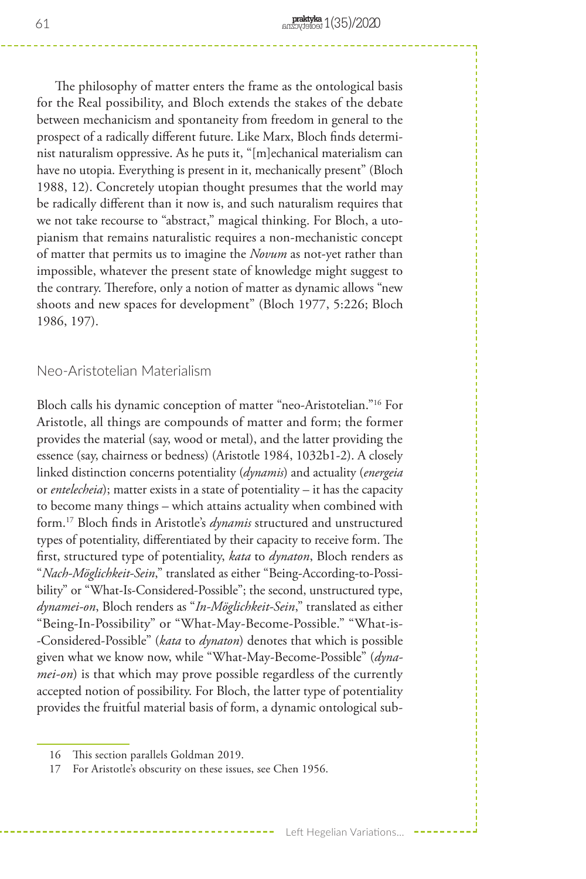The philosophy of matter enters the frame as the ontological basis for the Real possibility, and Bloch extends the stakes of the debate between mechanicism and spontaneity from freedom in general to the prospect of a radically different future. Like Marx, Bloch finds determinist naturalism oppressive. As he puts it, "[m]echanical materialism can have no utopia. Everything is present in it, mechanically present" (Bloch 1988, 12). Concretely utopian thought presumes that the world may be radically different than it now is, and such naturalism requires that we not take recourse to "abstract," magical thinking. For Bloch, a utopianism that remains naturalistic requires a non-mechanistic concept of matter that permits us to imagine the *Novum* as not-yet rather than impossible, whatever the present state of knowledge might suggest to the contrary. Therefore, only a notion of matter as dynamic allows "new shoots and new spaces for development" (Bloch 1977, 5:226; Bloch 1986, 197).

## Neo-Aristotelian Materialism

Bloch calls his dynamic conception of matter "neo-Aristotelian."[16] For Aristotle, all things are compounds of matter and form; the former provides the material (say, wood or metal), and the latter providing the essence (say, chairness or bedness) (Aristotle 1984, 1032b1-2). A closely linked distinction concerns potentiality (*dynamis*) and actuality (*energeia* or *entelecheia*); matter exists in a state of potentiality – it has the capacity to become many things – which attains actuality when combined with form.[17] Bloch finds in Aristotle's *dynamis* structured and unstructured types of potentiality, differentiated by their capacity to receive form. The first, structured type of potentiality, *kata* to *dynaton*, Bloch renders as "*Nach-Möglichkeit-Sein*," translated as either "Being-According-to-Possibility" or "What-Is-Considered-Possible"; the second, unstructured type, *dynamei-on*, Bloch renders as "*In-Möglichkeit-Sein*," translated as either "Being-In-Possibility" or "What-May-Become-Possible." "What-is--Considered-Possible" (*kata* to *dynaton*) denotes that which is possible given what we know now, while "What-May-Become-Possible" (*dynamei-on*) is that which may prove possible regardless of the currently accepted notion of possibility. For Bloch, the latter type of potentiality provides the fruitful material basis of form, a dynamic ontological sub-

16 This section parallels Goldman 2019.

17 For Aristotle's obscurity on these issues, see Chen 1956.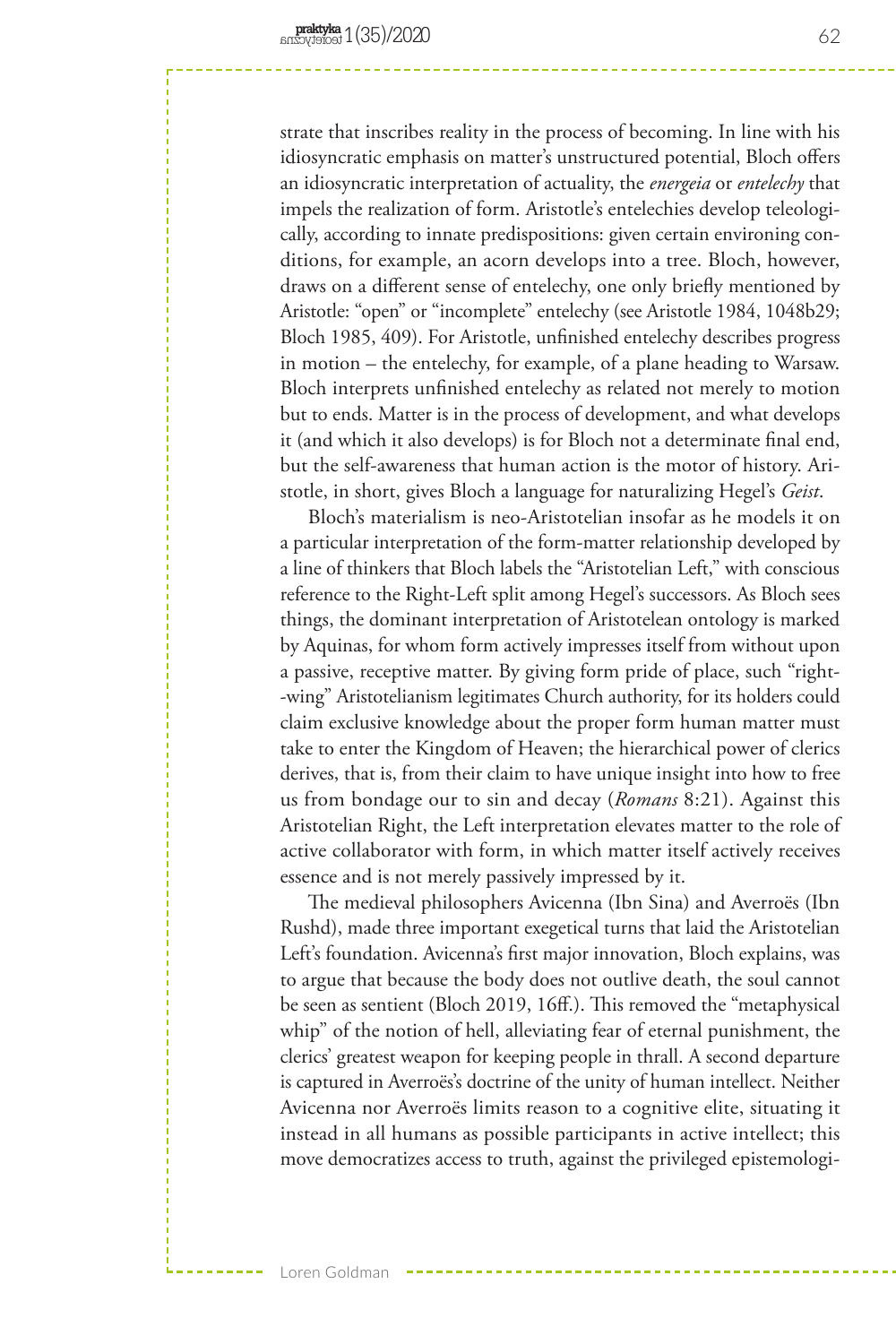strate that inscribes reality in the process of becoming. In line with his idiosyncratic emphasis on matter's unstructured potential, Bloch offers an idiosyncratic interpretation of actuality, the *energeia* or *entelechy* that impels the realization of form. Aristotle's entelechies develop teleologically, according to innate predispositions: given certain environing conditions, for example, an acorn develops into a tree. Bloch, however, draws on a different sense of entelechy, one only briefly mentioned by Aristotle: "open" or "incomplete" entelechy (see Aristotle 1984, 1048b29; Bloch 1985, 409). For Aristotle, unfinished entelechy describes progress in motion – the entelechy, for example, of a plane heading to Warsaw. Bloch interprets unfinished entelechy as related not merely to motion but to ends. Matter is in the process of development, and what develops it (and which it also develops) is for Bloch not a determinate final end, but the self-awareness that human action is the motor of history. Aristotle, in short, gives Bloch a language for naturalizing Hegel's *Geist*.

Bloch's materialism is neo-Aristotelian insofar as he models it on a particular interpretation of the form-matter relationship developed by a line of thinkers that Bloch labels the "Aristotelian Left," with conscious reference to the Right-Left split among Hegel's successors. As Bloch sees things, the dominant interpretation of Aristotelean ontology is marked by Aquinas, for whom form actively impresses itself from without upon a passive, receptive matter. By giving form pride of place, such "right-wing" Aristotelianism legitimates Church authority, for its holders could claim exclusive knowledge about the proper form human matter must take to enter the Kingdom of Heaven; the hierarchical power of clerics derives, that is, from their claim to have unique insight into how to free us from bondage our to sin and decay (*Romans* 8:21). Against this Aristotelian Right, the Left interpretation elevates matter to the role of active collaborator with form, in which matter itself actively receives essence and is not merely passively impressed by it.

The medieval philosophers Avicenna (Ibn Sina) and Averroës (Ibn Rushd), made three important exegetical turns that laid the Aristotelian Left's foundation. Avicenna's first major innovation, Bloch explains, was to argue that because the body does not outlive death, the soul cannot be seen as sentient (Bloch 2019, 16ff.). This removed the "metaphysical whip" of the notion of hell, alleviating fear of eternal punishment, the clerics' greatest weapon for keeping people in thrall. A second departure is captured in Averroës's doctrine of the unity of human intellect. Neither Avicenna nor Averroës limits reason to a cognitive elite, situating it instead in all humans as possible participants in active intellect; this move democratizes access to truth, against the privileged epistemologi-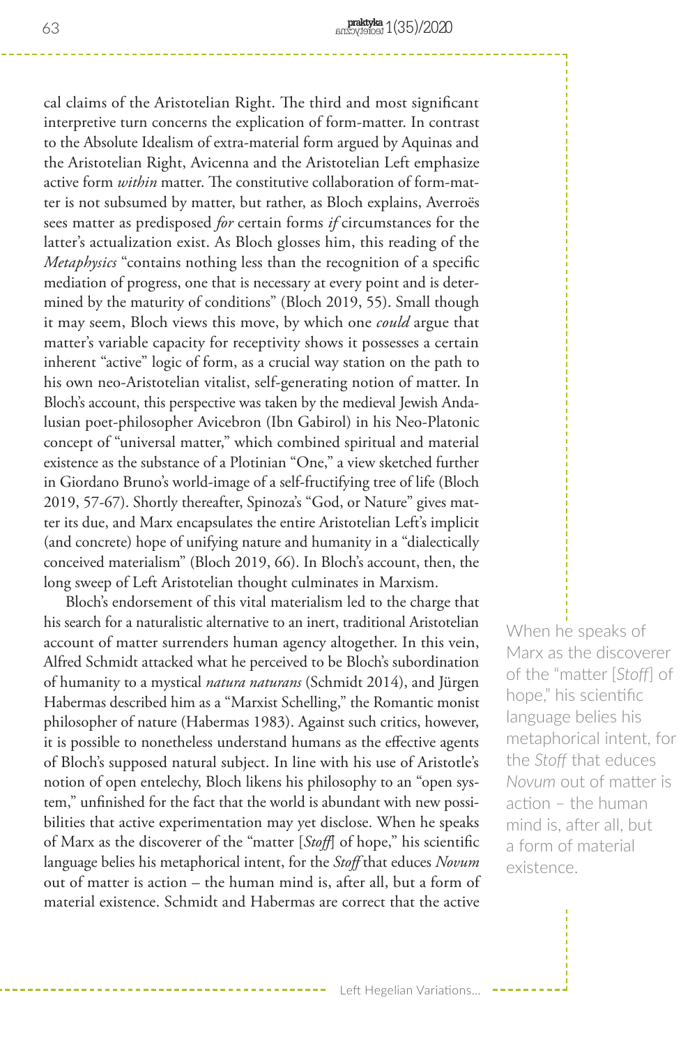cal claims of the Aristotelian Right. The third and most significant interpretive turn concerns the explication of form-matter. In contrast to the Absolute Idealism of extra-material form argued by Aquinas and the Aristotelian Right, Avicenna and the Aristotelian Left emphasize active form *within* matter. The constitutive collaboration of form-matter is not subsumed by matter, but rather, as Bloch explains, Averroës sees matter as predisposed *for* certain forms *if* circumstances for the latter's actualization exist. As Bloch glosses him, this reading of the *Metaphysics* "contains nothing less than the recognition of a specific mediation of progress, one that is necessary at every point and is determined by the maturity of conditions" (Bloch 2019, 55). Small though it may seem, Bloch views this move, by which one *could* argue that matter's variable capacity for receptivity shows it possesses a certain inherent "active" logic of form, as a crucial way station on the path to his own neo-Aristotelian vitalist, self-generating notion of matter. In Bloch's account, this perspective was taken by the medieval Jewish Andalusian poet-philosopher Avicebron (Ibn Gabirol) in his Neo-Platonic concept of "universal matter," which combined spiritual and material existence as the substance of a Plotinian "One," a view sketched further in Giordano Bruno's world-image of a self-fructifying tree of life (Bloch 2019, 57-67). Shortly thereafter, Spinoza's "God, or Nature" gives matter its due, and Marx encapsulates the entire Aristotelian Left's implicit (and concrete) hope of unifying nature and humanity in a "dialectically conceived materialism" (Bloch 2019, 66). In Bloch's account, then, the long sweep of Left Aristotelian thought culminates in Marxism.

Bloch's endorsement of this vital materialism led to the charge that his search for a naturalistic alternative to an inert, traditional Aristotelian account of matter surrenders human agency altogether. In this vein, Alfred Schmidt attacked what he perceived to be Bloch's subordination of humanity to a mystical *natura naturans* (Schmidt 2014), and Jürgen Habermas described him as a "Marxist Schelling," the Romantic monist philosopher of nature (Habermas 1983). Against such critics, however, it is possible to nonetheless understand humans as the effective agents of Bloch's supposed natural subject. In line with his use of Aristotle's notion of open entelechy, Bloch likens his philosophy to an "open system," unfinished for the fact that the world is abundant with new possibilities that active experimentation may yet disclose. When he speaks of Marx as the discoverer of the "matter [*Stoff*] of hope," his scientific language belies his metaphorical intent, for the *Stoff* that educes *Novum* out of matter is action – the human mind is, after all, but a form of material existence. Schmidt and Habermas are correct that the active

> When he speaks of Marx as the discoverer of the "matter [*Stoff*] of hope," his scientific language belies his metaphorical intent, for the *Stoff* that educes *Novum* out of matter is action – the human mind is, after all, but a form of material existence.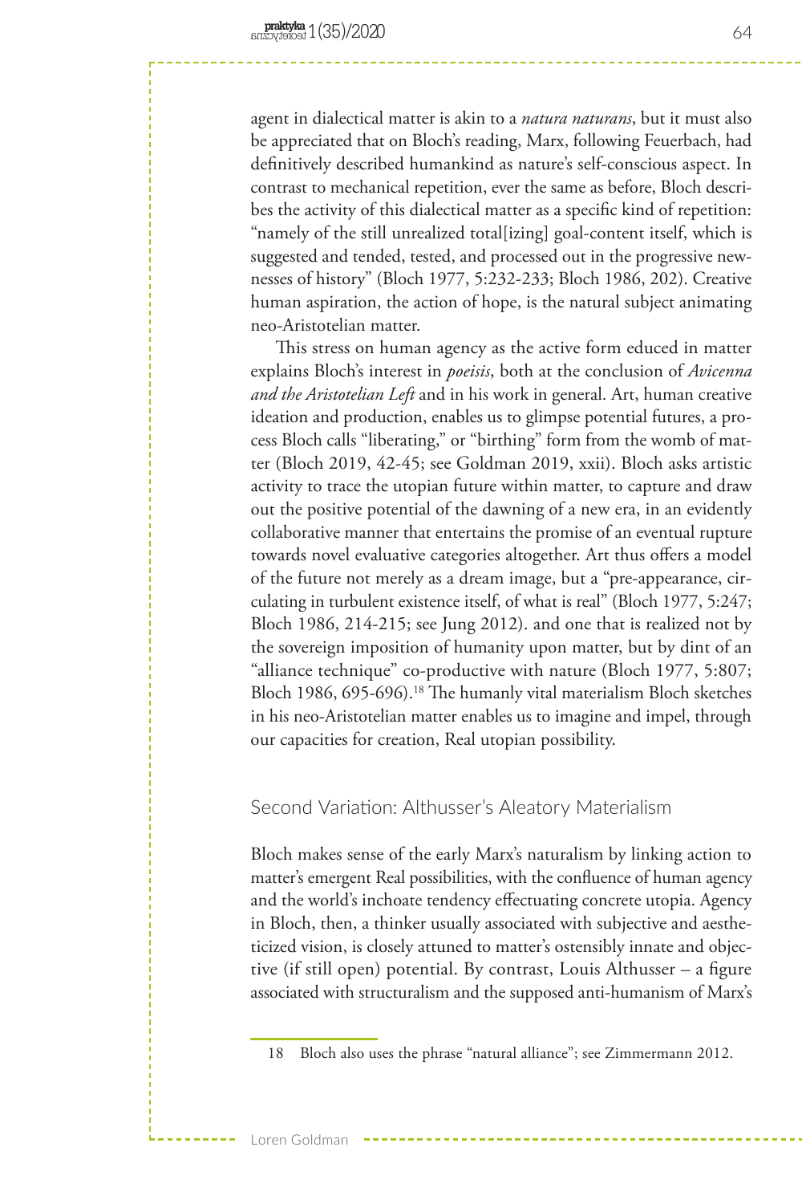agent in dialectical matter is akin to a *natura naturans*, but it must also be appreciated that on Bloch's reading, Marx, following Feuerbach, had definitively described humankind as nature's self-conscious aspect. In contrast to mechanical repetition, ever the same as before, Bloch describes the activity of this dialectical matter as a specific kind of repetition: "namely of the still unrealized total[izing] goal-content itself, which is suggested and tended, tested, and processed out in the progressive newnesses of history" (Bloch 1977, 5:232-233; Bloch 1986, 202). Creative human aspiration, the action of hope, is the natural subject animating neo-Aristotelian matter.

This stress on human agency as the active form educed in matter explains Bloch's interest in *poeisis*, both at the conclusion of *Avicenna and the Aristotelian Left* and in his work in general. Art, human creative ideation and production, enables us to glimpse potential futures, a process Bloch calls "liberating," or "birthing" form from the womb of matter (Bloch 2019, 42-45; see Goldman 2019, xxii). Bloch asks artistic activity to trace the utopian future within matter, to capture and draw out the positive potential of the dawning of a new era, in an evidently collaborative manner that entertains the promise of an eventual rupture towards novel evaluative categories altogether. Art thus offers a model of the future not merely as a dream image, but a "pre-appearance, circulating in turbulent existence itself, of what is real" (Bloch 1977, 5:247; Bloch 1986, 214-215; see Jung 2012). and one that is realized not by the sovereign imposition of humanity upon matter, but by dint of an "alliance technique" co-productive with nature (Bloch 1977, 5:807; Bloch 1986, 695-696).[18] The humanly vital materialism Bloch sketches in his neo-Aristotelian matter enables us to imagine and impel, through our capacities for creation, Real utopian possibility.

## Second Variation: Althusser's Aleatory Materialism

Bloch makes sense of the early Marx's naturalism by linking action to matter's emergent Real possibilities, with the confluence of human agency and the world's inchoate tendency effectuating concrete utopia. Agency in Bloch, then, a thinker usually associated with subjective and aestheticized vision, is closely attuned to matter's ostensibly innate and objective (if still open) potential. By contrast, Louis Althusser – a figure associated with structuralism and the supposed anti-humanism of Marx's

18 Bloch also uses the phrase "natural alliance"; see Zimmermann 2012.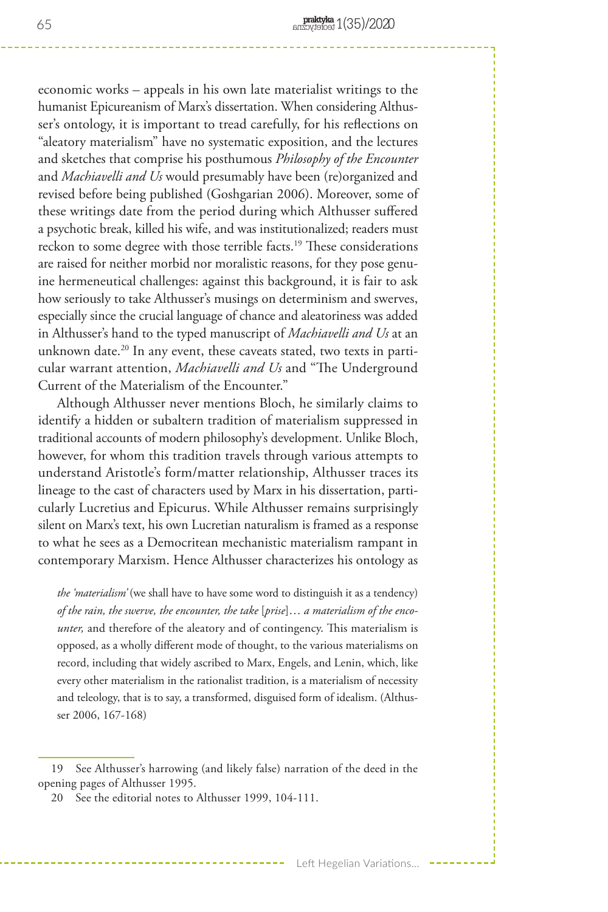economic works – appeals in his own late materialist writings to the humanist Epicureanism of Marx's dissertation. When considering Althusser's ontology, it is important to tread carefully, for his reflections on "aleatory materialism" have no systematic exposition, and the lectures and sketches that comprise his posthumous *Philosophy of the Encounter* and *Machiavelli and Us* would presumably have been (re)organized and revised before being published (Goshgarian 2006). Moreover, some of these writings date from the period during which Althusser suffered a psychotic break, killed his wife, and was institutionalized; readers must reckon to some degree with those terrible facts.[19] These considerations are raised for neither morbid nor moralistic reasons, for they pose genuine hermeneutical challenges: against this background, it is fair to ask how seriously to take Althusser's musings on determinism and swerves, especially since the crucial language of chance and aleatoriness was added in Althusser's hand to the typed manuscript of *Machiavelli and Us* at an unknown date.[20] In any event, these caveats stated, two texts in particular warrant attention, *Machiavelli and Us* and "The Underground Current of the Materialism of the Encounter."

Although Althusser never mentions Bloch, he similarly claims to identify a hidden or subaltern tradition of materialism suppressed in traditional accounts of modern philosophy's development. Unlike Bloch, however, for whom this tradition travels through various attempts to understand Aristotle's form/matter relationship, Althusser traces its lineage to the cast of characters used by Marx in his dissertation, particularly Lucretius and Epicurus. While Althusser remains surprisingly silent on Marx's text, his own Lucretian naturalism is framed as a response to what he sees as a Democritean mechanistic materialism rampant in contemporary Marxism. Hence Althusser characterizes his ontology as

> *the 'materialism'* (we shall have to have some word to distinguish it as a tendency) *of the rain, the swerve, the encounter, the take* [*prise*]… *a materialism of the encounter,* and therefore of the aleatory and of contingency. This materialism is opposed, as a wholly different mode of thought, to the various materialisms on record, including that widely ascribed to Marx, Engels, and Lenin, which, like every other materialism in the rationalist tradition, is a materialism of necessity and teleology, that is to say, a transformed, disguised form of idealism. (Althusser 2006, 167-168)

---

19 See Althusser's harrowing (and likely false) narration of the deed in the opening pages of Althusser 1995.

20 See the editorial notes to Althusser 1999, 104-111.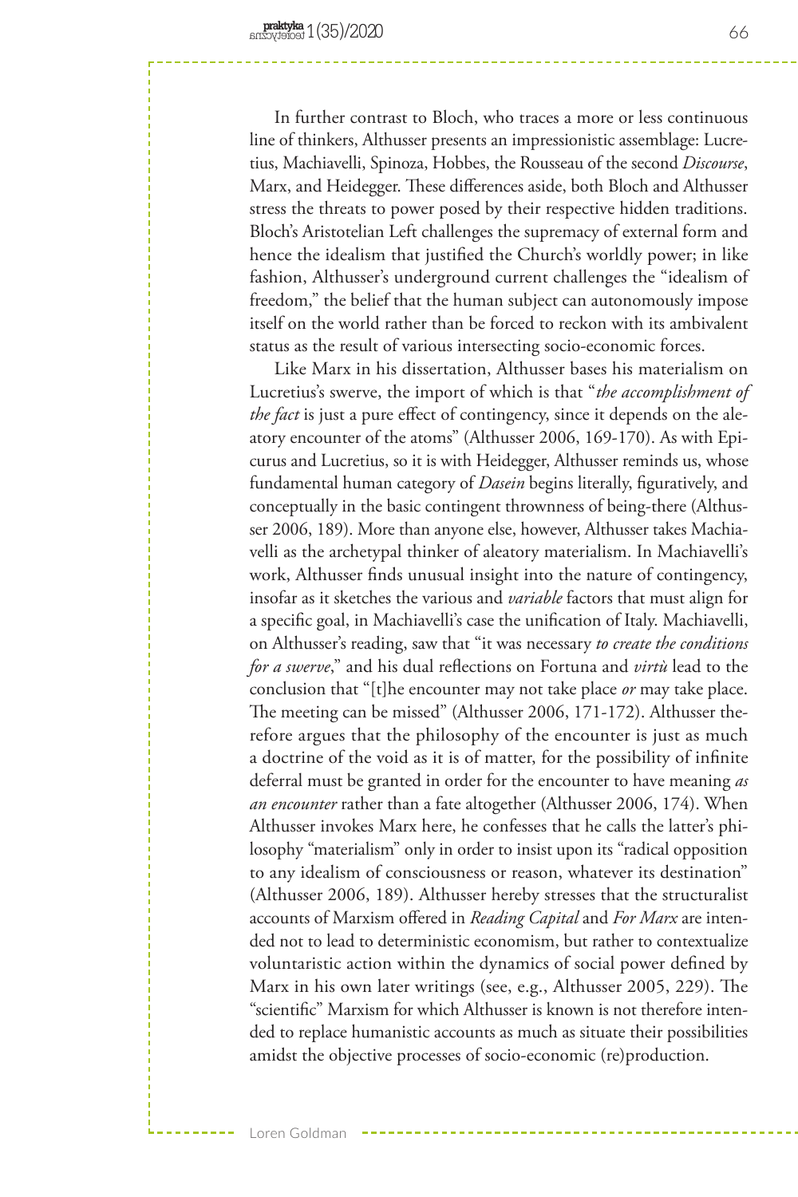In further contrast to Bloch, who traces a more or less continuous line of thinkers, Althusser presents an impressionistic assemblage: Lucretius, Machiavelli, Spinoza, Hobbes, the Rousseau of the second *Discourse*, Marx, and Heidegger. These differences aside, both Bloch and Althusser stress the threats to power posed by their respective hidden traditions. Bloch's Aristotelian Left challenges the supremacy of external form and hence the idealism that justified the Church's worldly power; in like fashion, Althusser's underground current challenges the "idealism of freedom," the belief that the human subject can autonomously impose itself on the world rather than be forced to reckon with its ambivalent status as the result of various intersecting socio-economic forces.

Like Marx in his dissertation, Althusser bases his materialism on Lucretius's swerve, the import of which is that "*the accomplishment of the fact* is just a pure effect of contingency, since it depends on the aleatory encounter of the atoms" (Althusser 2006, 169-170). As with Epicurus and Lucretius, so it is with Heidegger, Althusser reminds us, whose fundamental human category of *Dasein* begins literally, figuratively, and conceptually in the basic contingent thrownness of being-there (Althusser 2006, 189). More than anyone else, however, Althusser takes Machiavelli as the archetypal thinker of aleatory materialism. In Machiavelli's work, Althusser finds unusual insight into the nature of contingency, insofar as it sketches the various and *variable* factors that must align for a specific goal, in Machiavelli's case the unification of Italy. Machiavelli, on Althusser's reading, saw that "it was necessary *to create the conditions for a swerve*," and his dual reflections on Fortuna and *virtù* lead to the conclusion that "[t]he encounter may not take place *or* may take place. The meeting can be missed" (Althusser 2006, 171-172). Althusser therefore argues that the philosophy of the encounter is just as much a doctrine of the void as it is of matter, for the possibility of infinite deferral must be granted in order for the encounter to have meaning *as an encounter* rather than a fate altogether (Althusser 2006, 174). When Althusser invokes Marx here, he confesses that he calls the latter's philosophy "materialism" only in order to insist upon its "radical opposition to any idealism of consciousness or reason, whatever its destination" (Althusser 2006, 189). Althusser hereby stresses that the structuralist accounts of Marxism offered in *Reading Capital* and *For Marx* are intended not to lead to deterministic economism, but rather to contextualize voluntaristic action within the dynamics of social power defined by Marx in his own later writings (see, e.g., Althusser 2005, 229). The "scientific" Marxism for which Althusser is known is not therefore intended to replace humanistic accounts as much as situate their possibilities amidst the objective processes of socio-economic (re)production.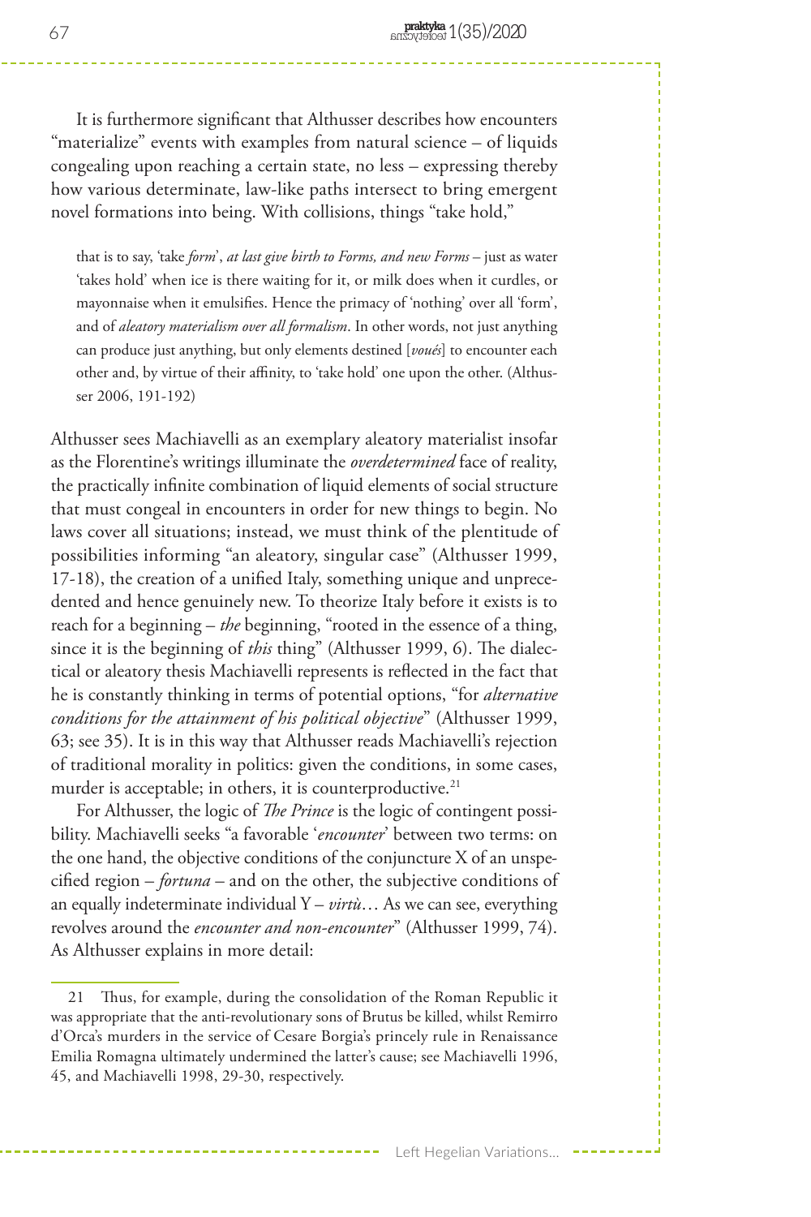It is furthermore significant that Althusser describes how encounters "materialize" events with examples from natural science – of liquids congealing upon reaching a certain state, no less – expressing thereby how various determinate, law-like paths intersect to bring emergent novel formations into being. With collisions, things "take hold,"

> that is to say, 'take *form*', *at last give birth to Forms, and new Forms* – just as water 'takes hold' when ice is there waiting for it, or milk does when it curdles, or mayonnaise when it emulsifies. Hence the primacy of 'nothing' over all 'form', and of *aleatory materialism over all formalism*. In other words, not just anything can produce just anything, but only elements destined [*voués*] to encounter each other and, by virtue of their affinity, to 'take hold' one upon the other. (Althusser 2006, 191-192)

Althusser sees Machiavelli as an exemplary aleatory materialist insofar as the Florentine's writings illuminate the *overdetermined* face of reality, the practically infinite combination of liquid elements of social structure that must congeal in encounters in order for new things to begin. No laws cover all situations; instead, we must think of the plentitude of possibilities informing "an aleatory, singular case" (Althusser 1999, 17-18), the creation of a unified Italy, something unique and unprecedented and hence genuinely new. To theorize Italy before it exists is to reach for a beginning – *the* beginning, "rooted in the essence of a thing, since it is the beginning of *this* thing" (Althusser 1999, 6). The dialectical or aleatory thesis Machiavelli represents is reflected in the fact that he is constantly thinking in terms of potential options, "for *alternative conditions for the attainment of his political objective*" (Althusser 1999, 63; see 35). It is in this way that Althusser reads Machiavelli's rejection of traditional morality in politics: given the conditions, in some cases, murder is acceptable; in others, it is counterproductive.[21]

For Althusser, the logic of *The Prince* is the logic of contingent possibility. Machiavelli seeks "a favorable '*encounter*' between two terms: on the one hand, the objective conditions of the conjuncture X of an unspecified region – *fortuna* – and on the other, the subjective conditions of an equally indeterminate individual Y – *virtù*… As we can see, everything revolves around the *encounter and non-encounter*" (Althusser 1999, 74). As Althusser explains in more detail:

---

21 Thus, for example, during the consolidation of the Roman Republic it was appropriate that the anti-revolutionary sons of Brutus be killed, whilst Remirro d'Orca's murders in the service of Cesare Borgia's princely rule in Renaissance Emilia Romagna ultimately undermined the latter's cause; see Machiavelli 1996, 45, and Machiavelli 1998, 29-30, respectively.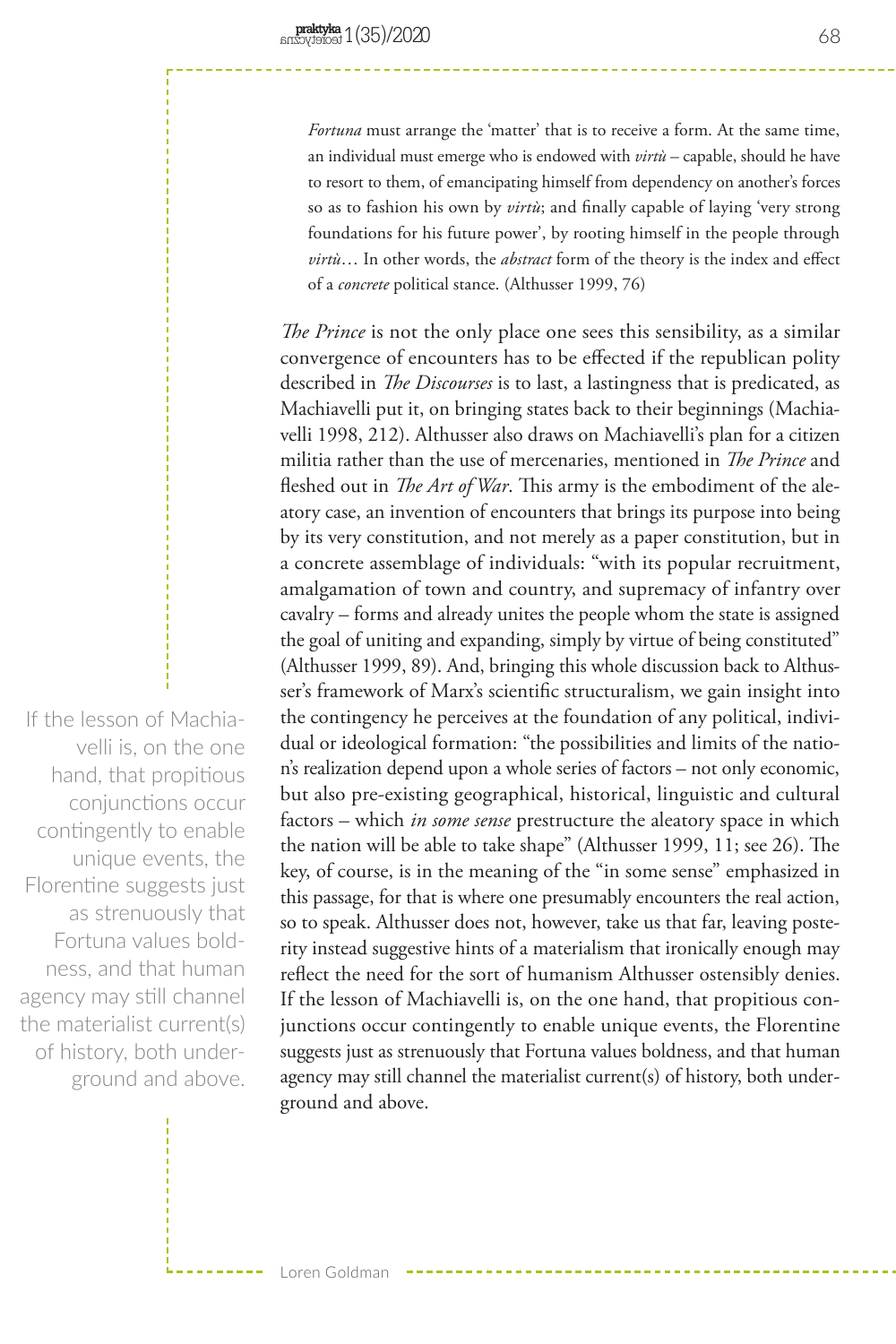> *Fortuna* must arrange the 'matter' that is to receive a form. At the same time, an individual must emerge who is endowed with *virtù* – capable, should he have to resort to them, of emancipating himself from dependency on another's forces so as to fashion his own by *virtù*; and finally capable of laying 'very strong foundations for his future power', by rooting himself in the people through *virtù*… In other words, the *abstract* form of the theory is the index and effect of a *concrete* political stance. (Althusser 1999, 76)

*The Prince* is not the only place one sees this sensibility, as a similar convergence of encounters has to be effected if the republican polity described in *The Discourses* is to last, a lastingness that is predicated, as Machiavelli put it, on bringing states back to their beginnings (Machiavelli 1998, 212). Althusser also draws on Machiavelli's plan for a citizen militia rather than the use of mercenaries, mentioned in *The Prince* and fleshed out in *The Art of War*. This army is the embodiment of the aleatory case, an invention of encounters that brings its purpose into being by its very constitution, and not merely as a paper constitution, but in a concrete assemblage of individuals: "with its popular recruitment, amalgamation of town and country, and supremacy of infantry over cavalry – forms and already unites the people whom the state is assigned the goal of uniting and expanding, simply by virtue of being constituted" (Althusser 1999, 89). And, bringing this whole discussion back to Althusser's framework of Marx's scientific structuralism, we gain insight into the contingency he perceives at the foundation of any political, individual or ideological formation: "the possibilities and limits of the nation's realization depend upon a whole series of factors – not only economic, but also pre-existing geographical, historical, linguistic and cultural factors – which *in some sense* prestructure the aleatory space in which the nation will be able to take shape" (Althusser 1999, 11; see 26). The key, of course, is in the meaning of the "in some sense" emphasized in this passage, for that is where one presumably encounters the real action, so to speak. Althusser does not, however, take us that far, leaving posterity instead suggestive hints of a materialism that ironically enough may reflect the need for the sort of humanism Althusser ostensibly denies. If the lesson of Machiavelli is, on the one hand, that propitious conjunctions occur contingently to enable unique events, the Florentine suggests just as strenuously that Fortuna values boldness, and that human agency may still channel the materialist current(s) of history, both underground and above.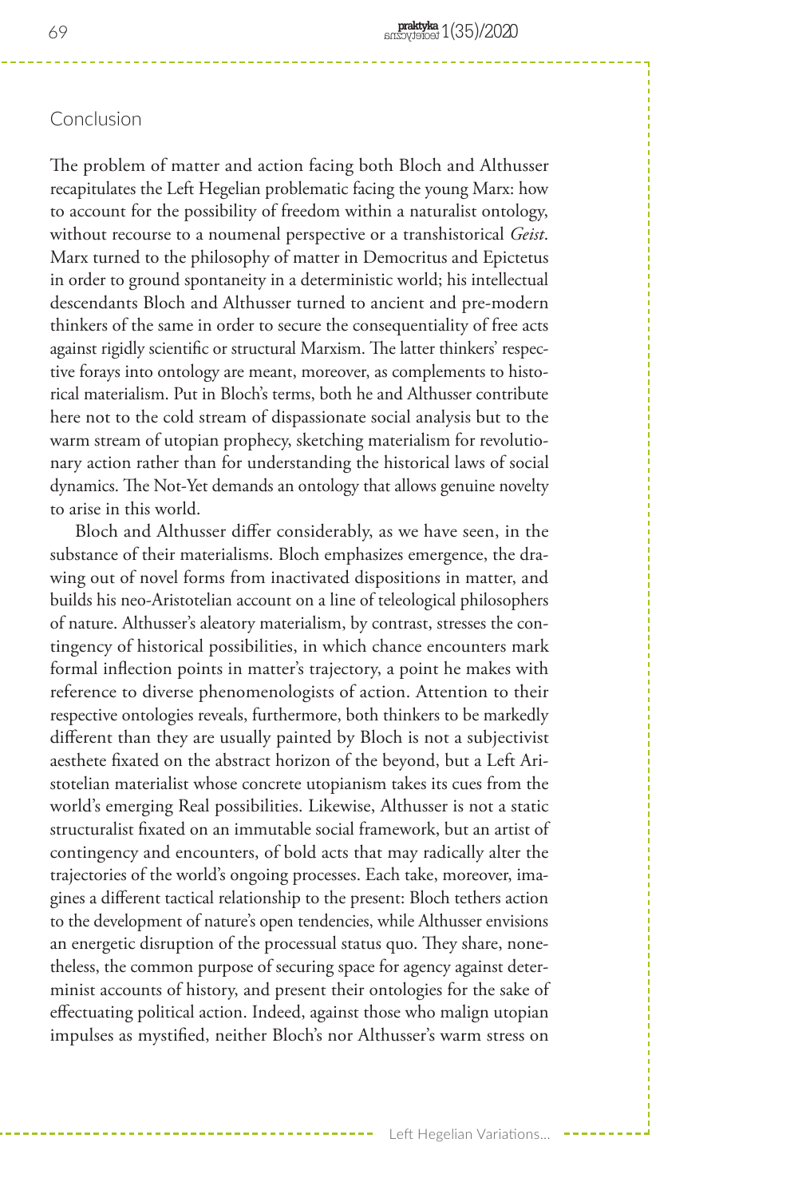## Conclusion

The problem of matter and action facing both Bloch and Althusser recapitulates the Left Hegelian problematic facing the young Marx: how to account for the possibility of freedom within a naturalist ontology, without recourse to a noumenal perspective or a transhistorical *Geist*. Marx turned to the philosophy of matter in Democritus and Epictetus in order to ground spontaneity in a deterministic world; his intellectual descendants Bloch and Althusser turned to ancient and pre-modern thinkers of the same in order to secure the consequentiality of free acts against rigidly scientific or structural Marxism. The latter thinkers' respective forays into ontology are meant, moreover, as complements to historical materialism. Put in Bloch's terms, both he and Althusser contribute here not to the cold stream of dispassionate social analysis but to the warm stream of utopian prophecy, sketching materialism for revolutionary action rather than for understanding the historical laws of social dynamics. The Not-Yet demands an ontology that allows genuine novelty to arise in this world.

Bloch and Althusser differ considerably, as we have seen, in the substance of their materialisms. Bloch emphasizes emergence, the drawing out of novel forms from inactivated dispositions in matter, and builds his neo-Aristotelian account on a line of teleological philosophers of nature. Althusser's aleatory materialism, by contrast, stresses the contingency of historical possibilities, in which chance encounters mark formal inflection points in matter's trajectory, a point he makes with reference to diverse phenomenologists of action. Attention to their respective ontologies reveals, furthermore, both thinkers to be markedly different than they are usually painted by Bloch is not a subjectivist aesthete fixated on the abstract horizon of the beyond, but a Left Aristotelian materialist whose concrete utopianism takes its cues from the world's emerging Real possibilities. Likewise, Althusser is not a static structuralist fixated on an immutable social framework, but an artist of contingency and encounters, of bold acts that may radically alter the trajectories of the world's ongoing processes. Each take, moreover, imagines a different tactical relationship to the present: Bloch tethers action to the development of nature's open tendencies, while Althusser envisions an energetic disruption of the processual status quo. They share, nonetheless, the common purpose of securing space for agency against determinist accounts of history, and present their ontologies for the sake of effectuating political action. Indeed, against those who malign utopian impulses as mystified, neither Bloch's nor Althusser's warm stress on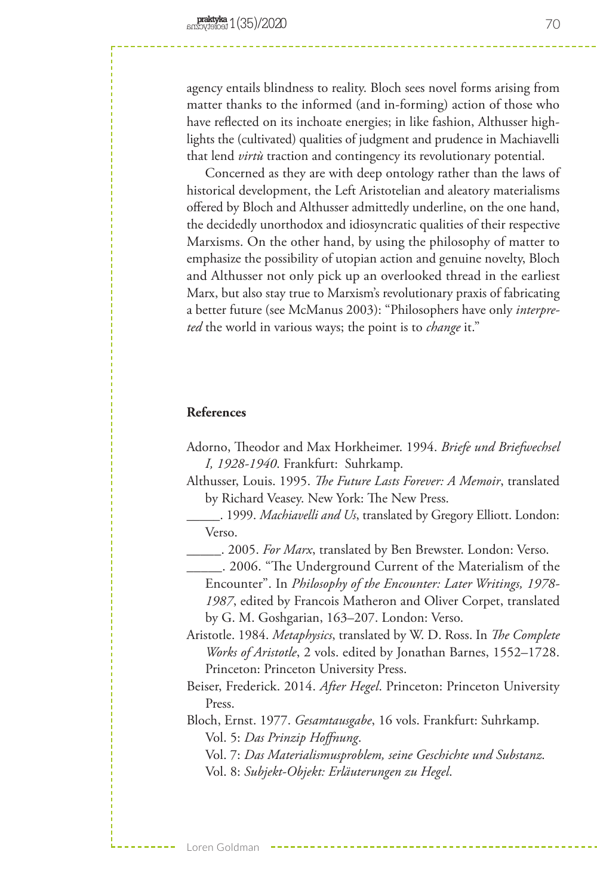agency entails blindness to reality. Bloch sees novel forms arising from matter thanks to the informed (and in-forming) action of those who have reflected on its inchoate energies; in like fashion, Althusser highlights the (cultivated) qualities of judgment and prudence in Machiavelli that lend *virtù* traction and contingency its revolutionary potential.

Concerned as they are with deep ontology rather than the laws of historical development, the Left Aristotelian and aleatory materialisms offered by Bloch and Althusser admittedly underline, on the one hand, the decidedly unorthodox and idiosyncratic qualities of their respective Marxisms. On the other hand, by using the philosophy of matter to emphasize the possibility of utopian action and genuine novelty, Bloch and Althusser not only pick up an overlooked thread in the earliest Marx, but also stay true to Marxism's revolutionary praxis of fabricating a better future (see McManus 2003): "Philosophers have only *interpreted* the world in various ways; the point is to *change* it."

## References

Adorno, Theodor and Max Horkheimer. 1994. *Briefe und Briefwechsel I, 1928-1940*. Frankfurt: Suhrkamp.

Althusser, Louis. 1995. *The Future Lasts Forever: A Memoir*, translated by Richard Veasey. New York: The New Press.

_____. 1999. *Machiavelli and Us*, translated by Gregory Elliott. London: Verso.

_____. 2005. *For Marx*, translated by Ben Brewster. London: Verso.

_____. 2006. "The Underground Current of the Materialism of the Encounter". In *Philosophy of the Encounter: Later Writings, 1978-1987*, edited by Francois Matheron and Oliver Corpet, translated by G. M. Goshgarian, 163–207. London: Verso.

Aristotle. 1984. *Metaphysics*, translated by W. D. Ross. In *The Complete Works of Aristotle*, 2 vols. edited by Jonathan Barnes, 1552–1728. Princeton: Princeton University Press.

Beiser, Frederick. 2014. *After Hegel*. Princeton: Princeton University Press.

Bloch, Ernst. 1977. *Gesamtausgabe*, 16 vols. Frankfurt: Suhrkamp.
Vol. 5: *Das Prinzip Hoffnung*.
Vol. 7: *Das Materialismusproblem, seine Geschichte und Substanz*.
Vol. 8: *Subjekt-Objekt: Erläuterungen zu Hegel*.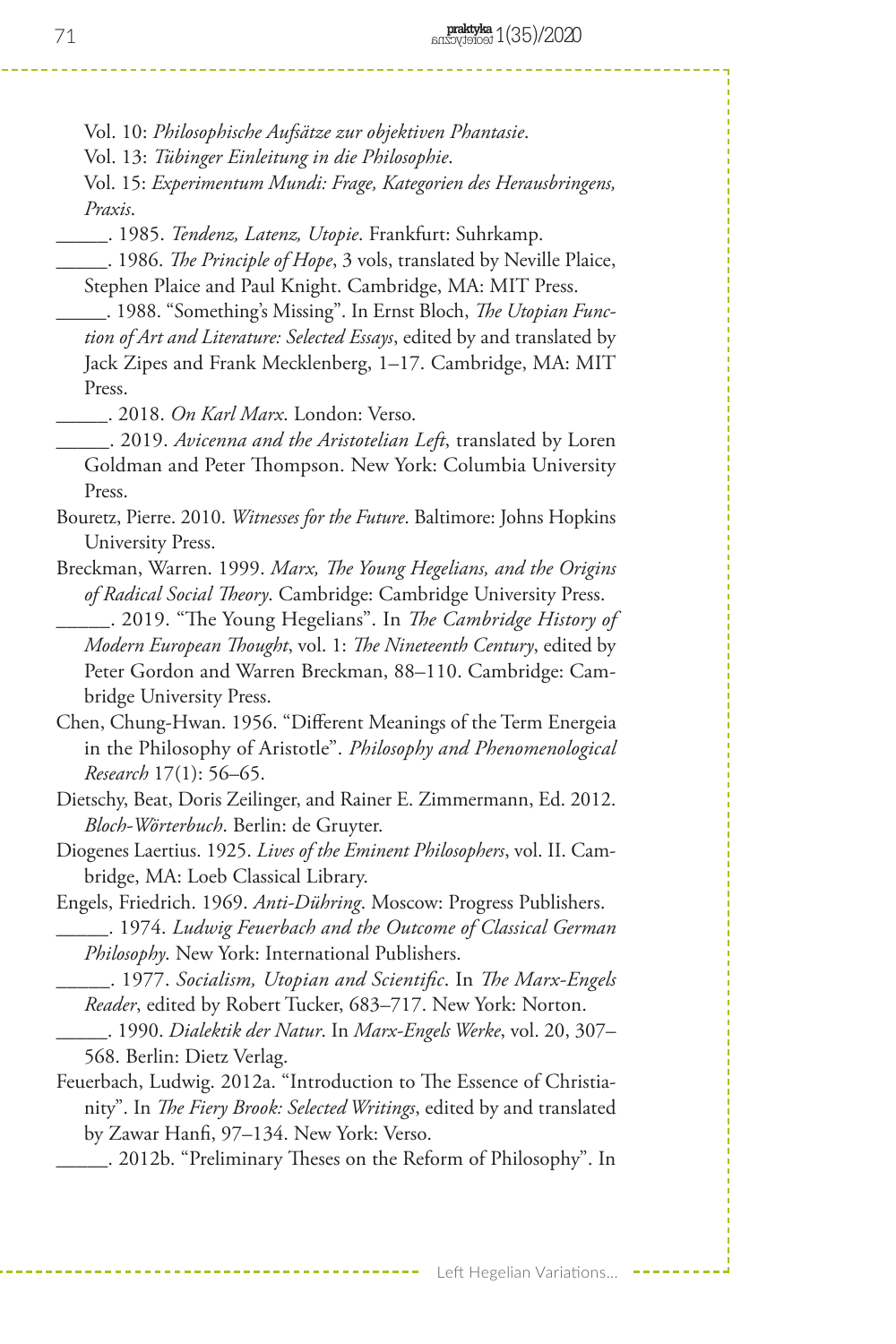Vol. 10: *Philosophische Aufsätze zur objektiven Phantasie*.

Vol. 13: *Tübinger Einleitung in die Philosophie*.

Vol. 15: *Experimentum Mundi: Frage, Kategorien des Herausbringens, Praxis*.

_____. 1985. *Tendenz, Latenz, Utopie*. Frankfurt: Suhrkamp.

_____. 1986. *The Principle of Hope*, 3 vols, translated by Neville Plaice, Stephen Plaice and Paul Knight. Cambridge, MA: MIT Press.

_____. 1988. "Something's Missing". In Ernst Bloch, *The Utopian Function of Art and Literature: Selected Essays*, edited by and translated by Jack Zipes and Frank Mecklenberg, 1–17. Cambridge, MA: MIT Press.

_____. 2018. *On Karl Marx*. London: Verso.

_____. 2019. *Avicenna and the Aristotelian Left*, translated by Loren Goldman and Peter Thompson. New York: Columbia University Press.

Bouretz, Pierre. 2010. *Witnesses for the Future*. Baltimore: Johns Hopkins University Press.

Breckman, Warren. 1999. *Marx, The Young Hegelians, and the Origins of Radical Social Theory*. Cambridge: Cambridge University Press.

_____. 2019. "The Young Hegelians". In *The Cambridge History of Modern European Thought*, vol. 1: *The Nineteenth Century*, edited by Peter Gordon and Warren Breckman, 88–110. Cambridge: Cambridge University Press.

Chen, Chung-Hwan. 1956. "Different Meanings of the Term Energeia in the Philosophy of Aristotle". *Philosophy and Phenomenological Research* 17(1): 56–65.

Dietschy, Beat, Doris Zeilinger, and Rainer E. Zimmermann, Ed. 2012. *Bloch-Wörterbuch*. Berlin: de Gruyter.

Diogenes Laertius. 1925. *Lives of the Eminent Philosophers*, vol. II. Cambridge, MA: Loeb Classical Library.

Engels, Friedrich. 1969. *Anti-Dühring*. Moscow: Progress Publishers.

_____. 1974. *Ludwig Feuerbach and the Outcome of Classical German Philosophy*. New York: International Publishers.

_____. 1977. *Socialism, Utopian and Scientific*. In *The Marx-Engels Reader*, edited by Robert Tucker, 683–717. New York: Norton.

_____. 1990. *Dialektik der Natur*. In *Marx-Engels Werke*, vol. 20, 307–568. Berlin: Dietz Verlag.

Feuerbach, Ludwig. 2012a. "Introduction to The Essence of Christianity". In *The Fiery Brook: Selected Writings*, edited and translated by Zawar Hanfi, 97–134. New York: Verso.

_____. 2012b. "Preliminary Theses on the Reform of Philosophy". In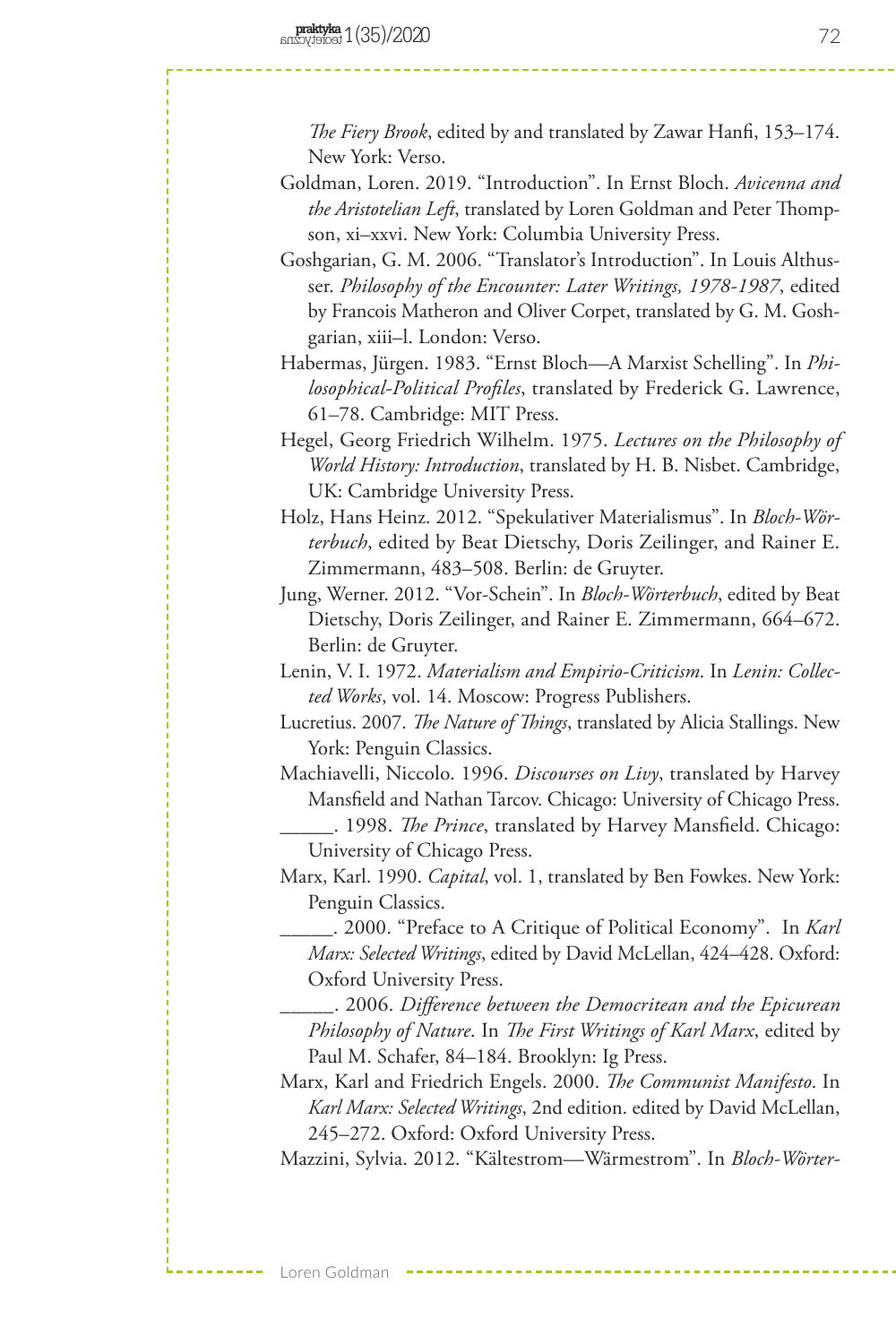*The Fiery Brook*, edited by and translated by Zawar Hanfi, 153–174. New York: Verso.

Goldman, Loren. 2019. "Introduction". In Ernst Bloch. *Avicenna and the Aristotelian Left*, translated by Loren Goldman and Peter Thompson, xi–xxvi. New York: Columbia University Press.

Goshgarian, G. M. 2006. "Translator's Introduction". In Louis Althusser. *Philosophy of the Encounter: Later Writings, 1978-1987*, edited by Francois Matheron and Oliver Corpet, translated by G. M. Goshgarian, xiii–l. London: Verso.

Habermas, Jürgen. 1983. "Ernst Bloch—A Marxist Schelling". In *Philosophical-Political Profiles*, translated by Frederick G. Lawrence, 61–78. Cambridge: MIT Press.

Hegel, Georg Friedrich Wilhelm. 1975. *Lectures on the Philosophy of World History: Introduction*, translated by H. B. Nisbet. Cambridge, UK: Cambridge University Press.

Holz, Hans Heinz. 2012. "Spekulativer Materialismus". In *Bloch-Wörterbuch*, edited by Beat Dietschy, Doris Zeilinger, and Rainer E. Zimmermann, 483–508. Berlin: de Gruyter.

Jung, Werner. 2012. "Vor-Schein". In *Bloch-Wörterbuch*, edited by Beat Dietschy, Doris Zeilinger, and Rainer E. Zimmermann, 664–672. Berlin: de Gruyter.

Lenin, V. I. 1972. *Materialism and Empirio-Criticism*. In *Lenin: Collected Works*, vol. 14. Moscow: Progress Publishers.

Lucretius. 2007. *The Nature of Things*, translated by Alicia Stallings. New York: Penguin Classics.

Machiavelli, Niccolo. 1996. *Discourses on Livy*, translated by Harvey Mansfield and Nathan Tarcov. Chicago: University of Chicago Press.

\_\_\_\_\_. 1998. *The Prince*, translated by Harvey Mansfield. Chicago: University of Chicago Press.

Marx, Karl. 1990. *Capital*, vol. 1, translated by Ben Fowkes. New York: Penguin Classics.

\_\_\_\_\_. 2000. "Preface to A Critique of Political Economy". In *Karl Marx: Selected Writings*, edited by David McLellan, 424–428. Oxford: Oxford University Press.

\_\_\_\_\_. 2006. *Difference between the Democritean and the Epicurean Philosophy of Nature*. In *The First Writings of Karl Marx*, edited by Paul M. Schafer, 84–184. Brooklyn: Ig Press.

Marx, Karl and Friedrich Engels. 2000. *The Communist Manifesto*. In *Karl Marx: Selected Writings*, 2nd edition. edited by David McLellan, 245–272. Oxford: Oxford University Press.

Mazzini, Sylvia. 2012. "Kältestrom—Wärmestrom". In *Bloch-Wörter-*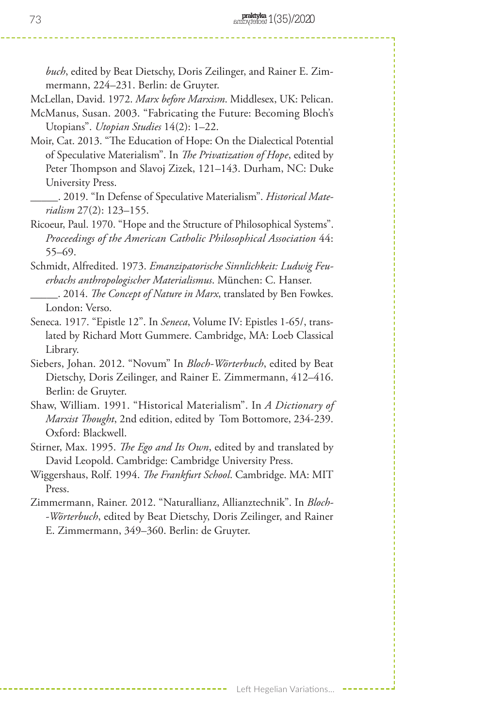*buch*, edited by Beat Dietschy, Doris Zeilinger, and Rainer E. Zimmermann, 224–231. Berlin: de Gruyter.

McLellan, David. 1972. *Marx before Marxism*. Middlesex, UK: Pelican.

McManus, Susan. 2003. "Fabricating the Future: Becoming Bloch's Utopians". *Utopian Studies* 14(2): 1–22.

Moir, Cat. 2013. "The Education of Hope: On the Dialectical Potential of Speculative Materialism". In *The Privatization of Hope*, edited by Peter Thompson and Slavoj Zizek, 121–143. Durham, NC: Duke University Press.

_____. 2019. "In Defense of Speculative Materialism". *Historical Materialism* 27(2): 123–155.

Ricoeur, Paul. 1970. "Hope and the Structure of Philosophical Systems". *Proceedings of the American Catholic Philosophical Association* 44: 55–69.

Schmidt, Alfredited. 1973. *Emanzipatorische Sinnlichkeit: Ludwig Feuerbachs anthropologischer Materialismus*. München: C. Hanser.

_____. 2014. *The Concept of Nature in Marx*, translated by Ben Fowkes. London: Verso.

Seneca. 1917. "Epistle 12". In *Seneca*, Volume IV: Epistles 1-65/, translated by Richard Mott Gummere. Cambridge, MA: Loeb Classical Library.

Siebers, Johan. 2012. "Novum" In *Bloch-Wörterbuch*, edited by Beat Dietschy, Doris Zeilinger, and Rainer E. Zimmermann, 412–416. Berlin: de Gruyter.

Shaw, William. 1991. "Historical Materialism". In *A Dictionary of Marxist Thought*, 2nd edition, edited by Tom Bottomore, 234-239. Oxford: Blackwell.

Stirner, Max. 1995. *The Ego and Its Own*, edited by and translated by David Leopold. Cambridge: Cambridge University Press.

Wiggershaus, Rolf. 1994. *The Frankfurt School*. Cambridge. MA: MIT Press.

Zimmermann, Rainer. 2012. "Naturallianz, Allianztechnik". In *Bloch--Wörterbuch*, edited by Beat Dietschy, Doris Zeilinger, and Rainer E. Zimmermann, 349–360. Berlin: de Gruyter.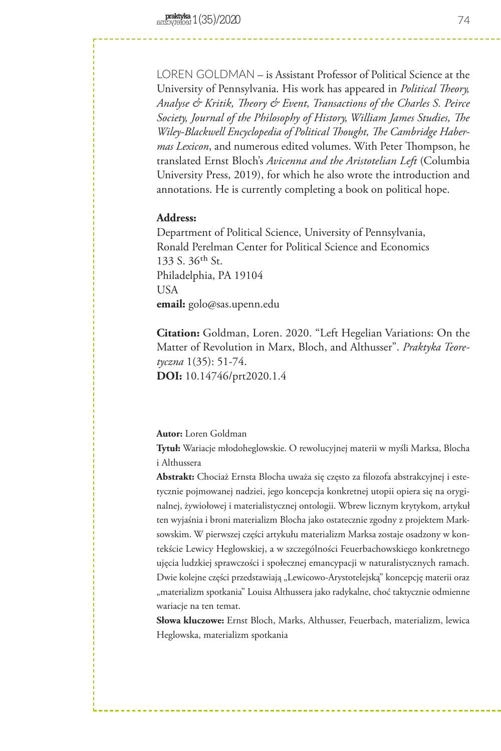LOREN GOLDMAN – is Assistant Professor of Political Science at the University of Pennsylvania. His work has appeared in *Political Theory, Analyse & Kritik, Theory & Event, Transactions of the Charles S. Peirce Society, Journal of the Philosophy of History, William James Studies, The Wiley-Blackwell Encyclopedia of Political Thought, The Cambridge Habermas Lexicon*, and numerous edited volumes. With Peter Thompson, he translated Ernst Bloch's *Avicenna and the Aristotelian Left* (Columbia University Press, 2019), for which he also wrote the introduction and annotations. He is currently completing a book on political hope.

**Address:**
Department of Political Science, University of Pennsylvania,
Ronald Perelman Center for Political Science and Economics
133 S. 36th St.
Philadelphia, PA 19104
USA
**email:** golo@sas.upenn.edu

**Citation:** Goldman, Loren. 2020. "Left Hegelian Variations: On the Matter of Revolution in Marx, Bloch, and Althusser". *Praktyka Teoretyczna* 1(35): 51-74.
**DOI:** 10.14746/prt2020.1.4

**Autor:** Loren Goldman

**Tytuł:** Wariacje młodoheglowskie. O rewolucyjnej materii w myśli Marksa, Blocha i Althussera

**Abstrakt:** Chociaż Ernsta Blocha uważa się często za filozofa abstrakcyjnej i estetycznie pojmowanej nadziei, jego koncepcja konkretnej utopii opiera się na oryginalnej, żywiołowej i materialistycznej ontologii. Wbrew licznym krytykom, artykuł ten wyjaśnia i broni materializm Blocha jako ostatecznie zgodny z projektem Marksowskim. W pierwszej części artykułu materializm Marksa zostaje osadzony w kontekście Lewicy Heglowskiej, a w szczególności Feuerbachowskiego konkretnego ujęcia ludzkiej sprawczości i społecznej emancypacji w naturalistycznych ramach. Dwie kolejne części przedstawiają „Lewicowo-Arystotelejską" koncepcję materii oraz „materializm spotkania" Louisa Althussera jako radykalne, choć taktycznie odmienne wariacje na ten temat.

**Słowa kluczowe:** Ernst Bloch, Marks, Althusser, Feuerbach, materializm, lewica Heglowska, materializm spotkania